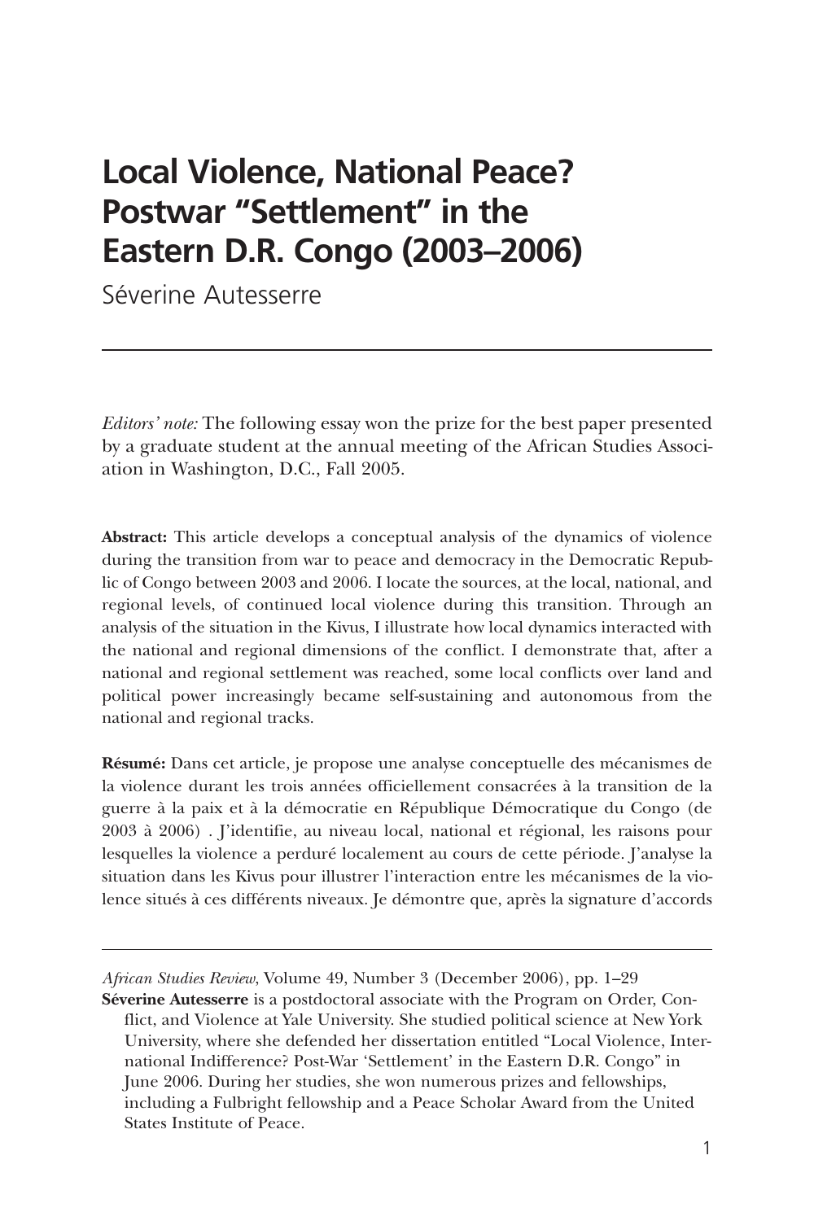# Local Violence, National Peace? Postwar "Settlement" in the Eastern D.R. Congo (2003–2006)

Séverine Autesserre

---

*Editors' note:* The following essay won the prize for the best paper presented by a graduate student at the annual meeting of the African Studies Association in Washington, D.C., Fall 2005.

**Abstract:** This article develops a conceptual analysis of the dynamics of violence during the transition from war to peace and democracy in the Democratic Republic of Congo between 2003 and 2006. I locate the sources, at the local, national, and regional levels, of continued local violence during this transition. Through an analysis of the situation in the Kivus, I illustrate how local dynamics interacted with the national and regional dimensions of the conflict. I demonstrate that, after a national and regional settlement was reached, some local conflicts over land and political power increasingly became self-sustaining and autonomous from the national and regional tracks.

**Résumé:** Dans cet article, je propose une analyse conceptuelle des mécanismes de la violence durant les trois années officiellement consacrées à la transition de la guerre à la paix et à la démocratie en République Démocratique du Congo (de 2003 à 2006) . J'identifie, au niveau local, national et régional, les raisons pour lesquelles la violence a perduré localement au cours de cette période. J'analyse la situation dans les Kivus pour illustrer l'interaction entre les mécanismes de la violence situés à ces différents niveaux. Je démontre que, après la signature d'accords

---

*African Studies Review*, Volume 49, Number 3 (December 2006), pp. 1–29

**Séverine Autesserre** is a postdoctoral associate with the Program on Order, Conflict, and Violence at Yale University. She studied political science at New York University, where she defended her dissertation entitled "Local Violence, International Indifference? Post-War 'Settlement' in the Eastern D.R. Congo" in June 2006. During her studies, she won numerous prizes and fellowships, including a Fulbright fellowship and a Peace Scholar Award from the United States Institute of Peace.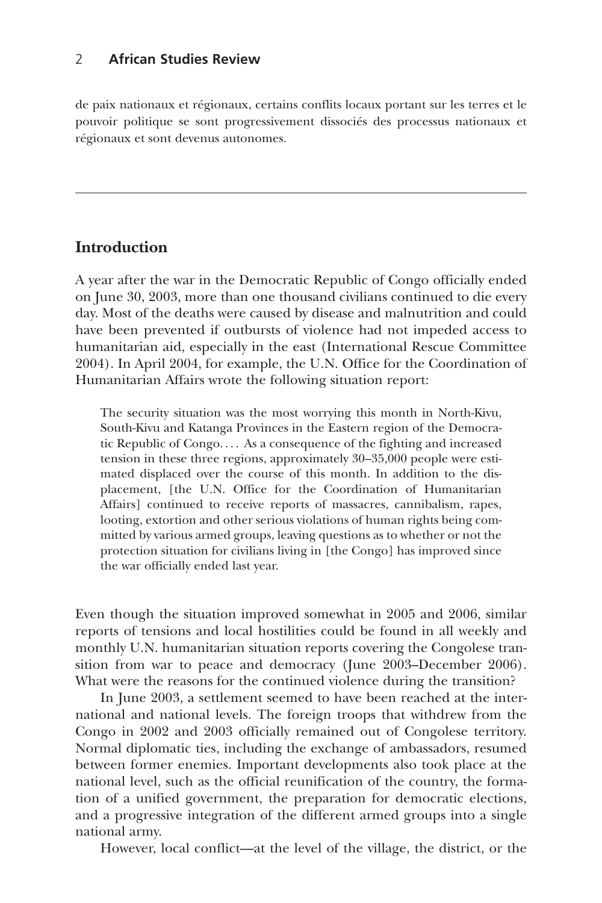de paix nationaux et régionaux, certains conflits locaux portant sur les terres et le pouvoir politique se sont progressivement dissociés des processus nationaux et régionaux et sont devenus autonomes.

---

## Introduction

A year after the war in the Democratic Republic of Congo officially ended on June 30, 2003, more than one thousand civilians continued to die every day. Most of the deaths were caused by disease and malnutrition and could have been prevented if outbursts of violence had not impeded access to humanitarian aid, especially in the east (International Rescue Committee 2004). In April 2004, for example, the U.N. Office for the Coordination of Humanitarian Affairs wrote the following situation report:

> The security situation was the most worrying this month in North-Kivu, South-Kivu and Katanga Provinces in the Eastern region of the Democratic Republic of Congo. . . . As a consequence of the fighting and increased tension in these three regions, approximately 30–35,000 people were estimated displaced over the course of this month. In addition to the displacement, [the U.N. Office for the Coordination of Humanitarian Affairs] continued to receive reports of massacres, cannibalism, rapes, looting, extortion and other serious violations of human rights being committed by various armed groups, leaving questions as to whether or not the protection situation for civilians living in [the Congo] has improved since the war officially ended last year.

Even though the situation improved somewhat in 2005 and 2006, similar reports of tensions and local hostilities could be found in all weekly and monthly U.N. humanitarian situation reports covering the Congolese transition from war to peace and democracy (June 2003–December 2006). What were the reasons for the continued violence during the transition?

In June 2003, a settlement seemed to have been reached at the international and national levels. The foreign troops that withdrew from the Congo in 2002 and 2003 officially remained out of Congolese territory. Normal diplomatic ties, including the exchange of ambassadors, resumed between former enemies. Important developments also took place at the national level, such as the official reunification of the country, the formation of a unified government, the preparation for democratic elections, and a progressive integration of the different armed groups into a single national army.

However, local conflict—at the level of the village, the district, or the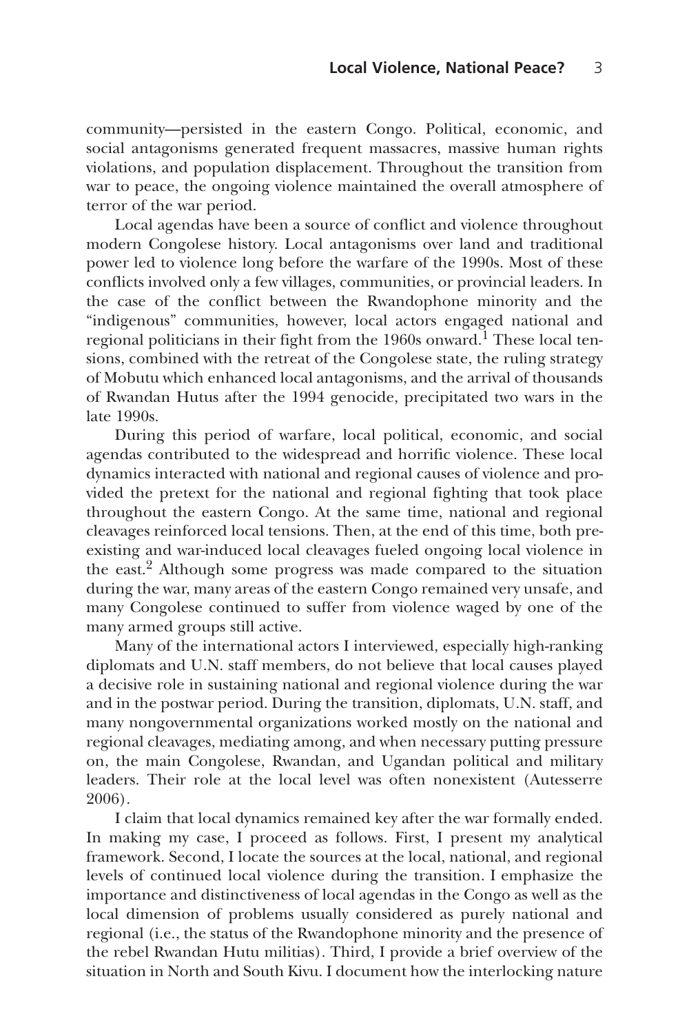community—persisted in the eastern Congo. Political, economic, and social antagonisms generated frequent massacres, massive human rights violations, and population displacement. Throughout the transition from war to peace, the ongoing violence maintained the overall atmosphere of terror of the war period.

Local agendas have been a source of conflict and violence throughout modern Congolese history. Local antagonisms over land and traditional power led to violence long before the warfare of the 1990s. Most of these conflicts involved only a few villages, communities, or provincial leaders. In the case of the conflict between the Rwandophone minority and the "indigenous" communities, however, local actors engaged national and regional politicians in their fight from the 1960s onward.[1] These local tensions, combined with the retreat of the Congolese state, the ruling strategy of Mobutu which enhanced local antagonisms, and the arrival of thousands of Rwandan Hutus after the 1994 genocide, precipitated two wars in the late 1990s.

During this period of warfare, local political, economic, and social agendas contributed to the widespread and horrific violence. These local dynamics interacted with national and regional causes of violence and provided the pretext for the national and regional fighting that took place throughout the eastern Congo. At the same time, national and regional cleavages reinforced local tensions. Then, at the end of this time, both preexisting and war-induced local cleavages fueled ongoing local violence in the east.[2] Although some progress was made compared to the situation during the war, many areas of the eastern Congo remained very unsafe, and many Congolese continued to suffer from violence waged by one of the many armed groups still active.

Many of the international actors I interviewed, especially high-ranking diplomats and U.N. staff members, do not believe that local causes played a decisive role in sustaining national and regional violence during the war and in the postwar period. During the transition, diplomats, U.N. staff, and many nongovernmental organizations worked mostly on the national and regional cleavages, mediating among, and when necessary putting pressure on, the main Congolese, Rwandan, and Ugandan political and military leaders. Their role at the local level was often nonexistent (Autesserre 2006).

I claim that local dynamics remained key after the war formally ended. In making my case, I proceed as follows. First, I present my analytical framework. Second, I locate the sources at the local, national, and regional levels of continued local violence during the transition. I emphasize the importance and distinctiveness of local agendas in the Congo as well as the local dimension of problems usually considered as purely national and regional (i.e., the status of the Rwandophone minority and the presence of the rebel Rwandan Hutu militias). Third, I provide a brief overview of the situation in North and South Kivu. I document how the interlocking nature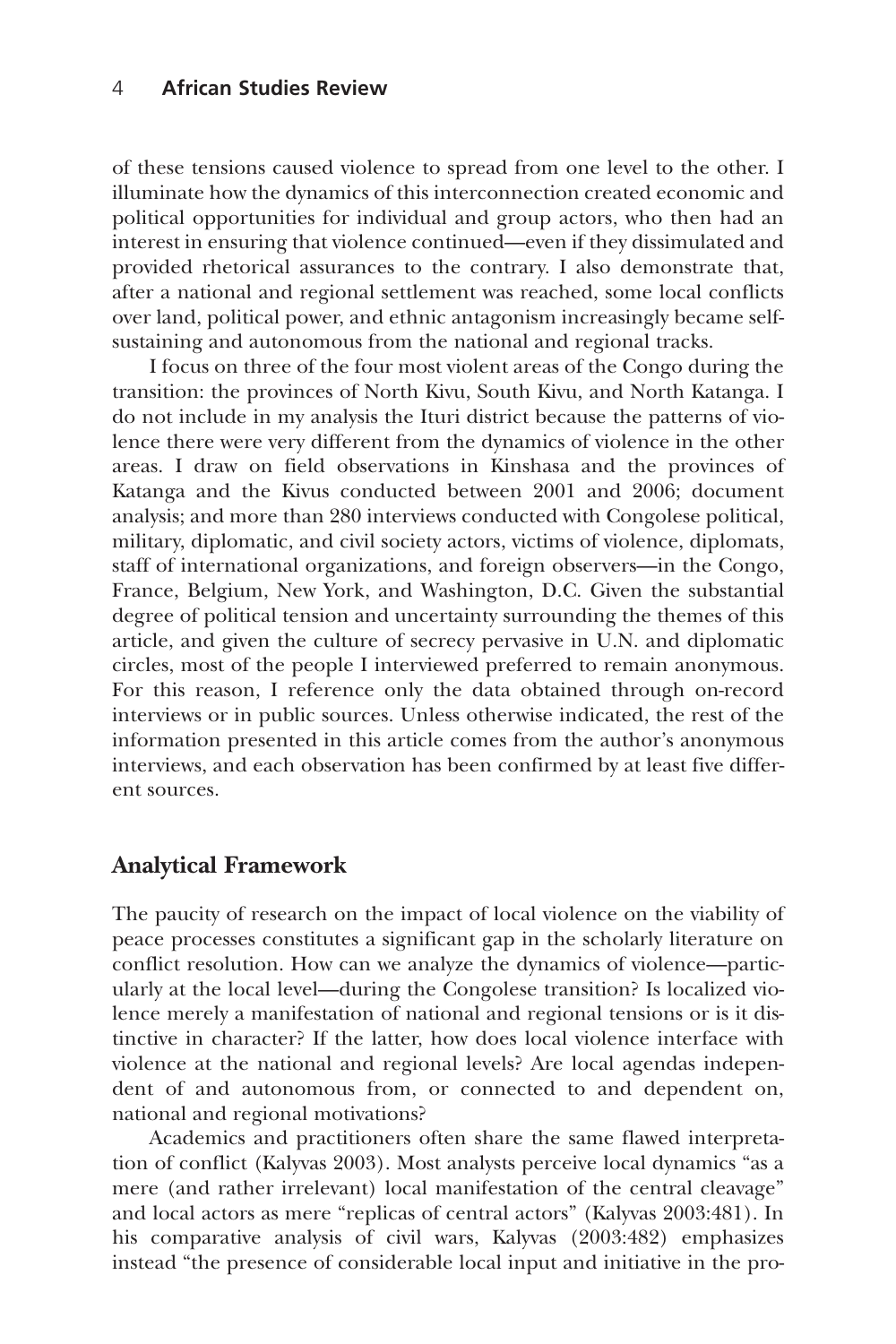of these tensions caused violence to spread from one level to the other. I illuminate how the dynamics of this interconnection created economic and political opportunities for individual and group actors, who then had an interest in ensuring that violence continued—even if they dissimulated and provided rhetorical assurances to the contrary. I also demonstrate that, after a national and regional settlement was reached, some local conflicts over land, political power, and ethnic antagonism increasingly became self-sustaining and autonomous from the national and regional tracks.

I focus on three of the four most violent areas of the Congo during the transition: the provinces of North Kivu, South Kivu, and North Katanga. I do not include in my analysis the Ituri district because the patterns of violence there were very different from the dynamics of violence in the other areas. I draw on field observations in Kinshasa and the provinces of Katanga and the Kivus conducted between 2001 and 2006; document analysis; and more than 280 interviews conducted with Congolese political, military, diplomatic, and civil society actors, victims of violence, diplomats, staff of international organizations, and foreign observers—in the Congo, France, Belgium, New York, and Washington, D.C. Given the substantial degree of political tension and uncertainty surrounding the themes of this article, and given the culture of secrecy pervasive in U.N. and diplomatic circles, most of the people I interviewed preferred to remain anonymous. For this reason, I reference only the data obtained through on-record interviews or in public sources. Unless otherwise indicated, the rest of the information presented in this article comes from the author's anonymous interviews, and each observation has been confirmed by at least five different sources.

## Analytical Framework

The paucity of research on the impact of local violence on the viability of peace processes constitutes a significant gap in the scholarly literature on conflict resolution. How can we analyze the dynamics of violence—particularly at the local level—during the Congolese transition? Is localized violence merely a manifestation of national and regional tensions or is it distinctive in character? If the latter, how does local violence interface with violence at the national and regional levels? Are local agendas independent of and autonomous from, or connected to and dependent on, national and regional motivations?

Academics and practitioners often share the same flawed interpretation of conflict (Kalyvas 2003). Most analysts perceive local dynamics "as a mere (and rather irrelevant) local manifestation of the central cleavage" and local actors as mere "replicas of central actors" (Kalyvas 2003:481). In his comparative analysis of civil wars, Kalyvas (2003:482) emphasizes instead "the presence of considerable local input and initiative in the pro-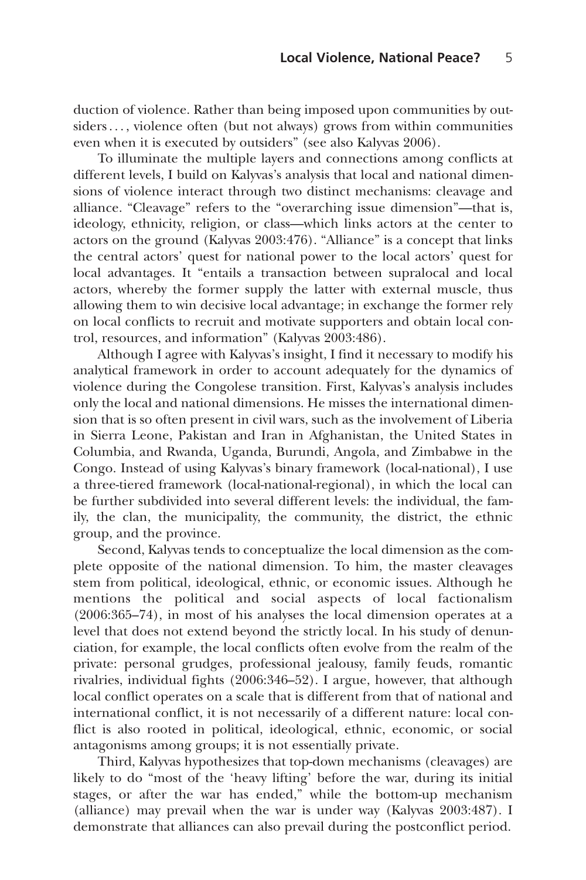duction of violence. Rather than being imposed upon communities by outsiders . . . , violence often (but not always) grows from within communities even when it is executed by outsiders" (see also Kalyvas 2006).

To illuminate the multiple layers and connections among conflicts at different levels, I build on Kalyvas's analysis that local and national dimensions of violence interact through two distinct mechanisms: cleavage and alliance. "Cleavage" refers to the "overarching issue dimension"—that is, ideology, ethnicity, religion, or class—which links actors at the center to actors on the ground (Kalyvas 2003:476). "Alliance" is a concept that links the central actors' quest for national power to the local actors' quest for local advantages. It "entails a transaction between supralocal and local actors, whereby the former supply the latter with external muscle, thus allowing them to win decisive local advantage; in exchange the former rely on local conflicts to recruit and motivate supporters and obtain local control, resources, and information" (Kalyvas 2003:486).

Although I agree with Kalyvas's insight, I find it necessary to modify his analytical framework in order to account adequately for the dynamics of violence during the Congolese transition. First, Kalyvas's analysis includes only the local and national dimensions. He misses the international dimension that is so often present in civil wars, such as the involvement of Liberia in Sierra Leone, Pakistan and Iran in Afghanistan, the United States in Columbia, and Rwanda, Uganda, Burundi, Angola, and Zimbabwe in the Congo. Instead of using Kalyvas's binary framework (local-national), I use a three-tiered framework (local-national-regional), in which the local can be further subdivided into several different levels: the individual, the family, the clan, the municipality, the community, the district, the ethnic group, and the province.

Second, Kalyvas tends to conceptualize the local dimension as the complete opposite of the national dimension. To him, the master cleavages stem from political, ideological, ethnic, or economic issues. Although he mentions the political and social aspects of local factionalism (2006:365–74), in most of his analyses the local dimension operates at a level that does not extend beyond the strictly local. In his study of denunciation, for example, the local conflicts often evolve from the realm of the private: personal grudges, professional jealousy, family feuds, romantic rivalries, individual fights (2006:346–52). I argue, however, that although local conflict operates on a scale that is different from that of national and international conflict, it is not necessarily of a different nature: local conflict is also rooted in political, ideological, ethnic, economic, or social antagonisms among groups; it is not essentially private.

Third, Kalyvas hypothesizes that top-down mechanisms (cleavages) are likely to do "most of the 'heavy lifting' before the war, during its initial stages, or after the war has ended," while the bottom-up mechanism (alliance) may prevail when the war is under way (Kalyvas 2003:487). I demonstrate that alliances can also prevail during the postconflict period.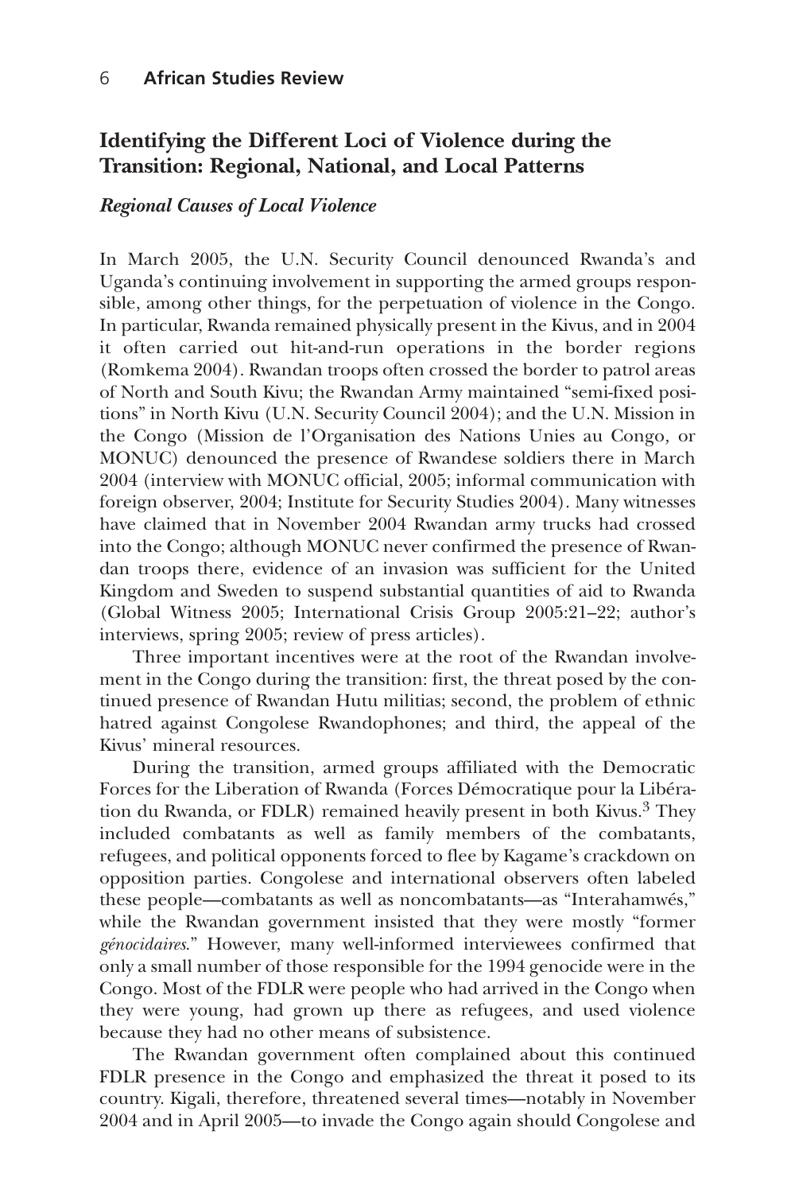## Identifying the Different Loci of Violence during the Transition: Regional, National, and Local Patterns

### *Regional Causes of Local Violence*

In March 2005, the U.N. Security Council denounced Rwanda's and Uganda's continuing involvement in supporting the armed groups responsible, among other things, for the perpetuation of violence in the Congo. In particular, Rwanda remained physically present in the Kivus, and in 2004 it often carried out hit-and-run operations in the border regions (Romkema 2004). Rwandan troops often crossed the border to patrol areas of North and South Kivu; the Rwandan Army maintained "semi-fixed positions" in North Kivu (U.N. Security Council 2004); and the U.N. Mission in the Congo (Mission de l'Organisation des Nations Unies au Congo, or MONUC) denounced the presence of Rwandese soldiers there in March 2004 (interview with MONUC official, 2005; informal communication with foreign observer, 2004; Institute for Security Studies 2004). Many witnesses have claimed that in November 2004 Rwandan army trucks had crossed into the Congo; although MONUC never confirmed the presence of Rwandan troops there, evidence of an invasion was sufficient for the United Kingdom and Sweden to suspend substantial quantities of aid to Rwanda (Global Witness 2005; International Crisis Group 2005:21–22; author's interviews, spring 2005; review of press articles).

Three important incentives were at the root of the Rwandan involvement in the Congo during the transition: first, the threat posed by the continued presence of Rwandan Hutu militias; second, the problem of ethnic hatred against Congolese Rwandophones; and third, the appeal of the Kivus' mineral resources.

During the transition, armed groups affiliated with the Democratic Forces for the Liberation of Rwanda (Forces Démocratique pour la Libération du Rwanda, or FDLR) remained heavily present in both Kivus.[3] They included combatants as well as family members of the combatants, refugees, and political opponents forced to flee by Kagame's crackdown on opposition parties. Congolese and international observers often labeled these people—combatants as well as noncombatants—as "Interahamwés," while the Rwandan government insisted that they were mostly "former *génocidaires*." However, many well-informed interviewees confirmed that only a small number of those responsible for the 1994 genocide were in the Congo. Most of the FDLR were people who had arrived in the Congo when they were young, had grown up there as refugees, and used violence because they had no other means of subsistence.

The Rwandan government often complained about this continued FDLR presence in the Congo and emphasized the threat it posed to its country. Kigali, therefore, threatened several times—notably in November 2004 and in April 2005—to invade the Congo again should Congolese and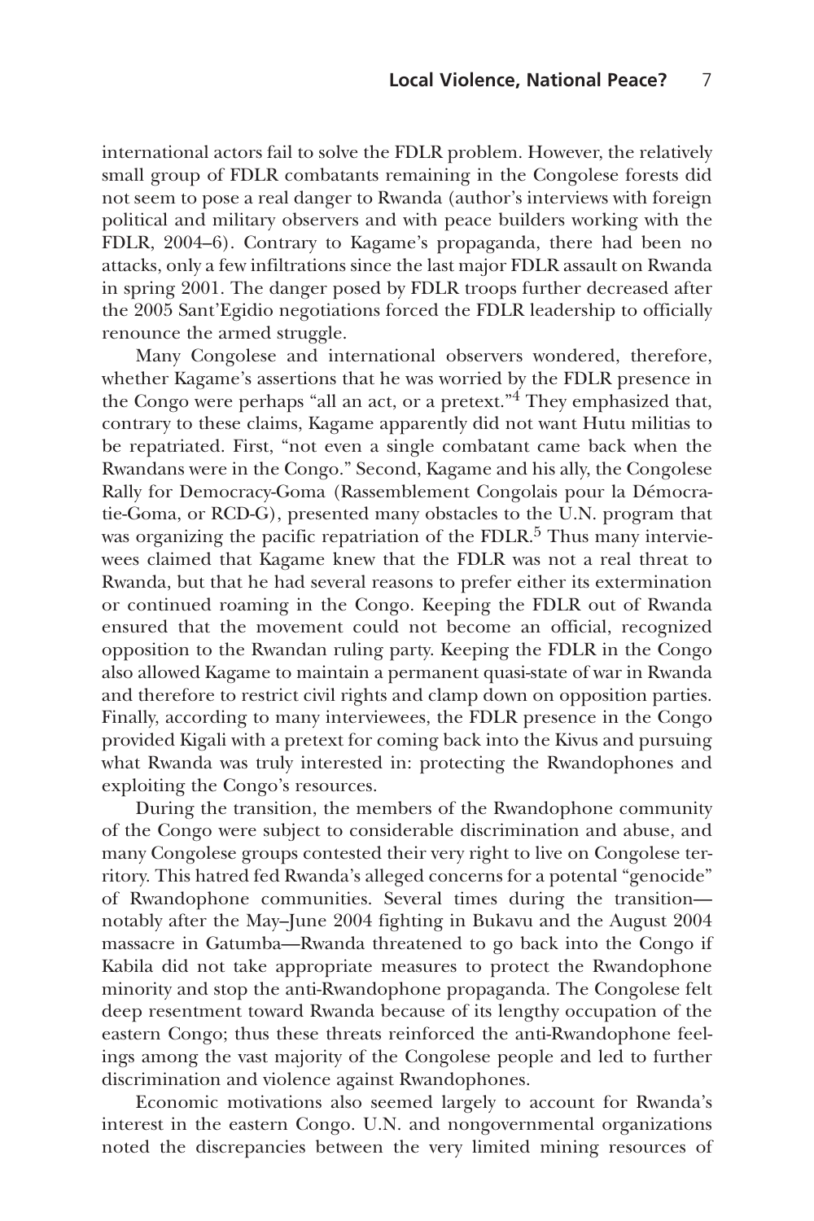international actors fail to solve the FDLR problem. However, the relatively small group of FDLR combatants remaining in the Congolese forests did not seem to pose a real danger to Rwanda (author's interviews with foreign political and military observers and with peace builders working with the FDLR, 2004–6). Contrary to Kagame's propaganda, there had been no attacks, only a few infiltrations since the last major FDLR assault on Rwanda in spring 2001. The danger posed by FDLR troops further decreased after the 2005 Sant'Egidio negotiations forced the FDLR leadership to officially renounce the armed struggle.

Many Congolese and international observers wondered, therefore, whether Kagame's assertions that he was worried by the FDLR presence in the Congo were perhaps "all an act, or a pretext."[4] They emphasized that, contrary to these claims, Kagame apparently did not want Hutu militias to be repatriated. First, "not even a single combatant came back when the Rwandans were in the Congo." Second, Kagame and his ally, the Congolese Rally for Democracy-Goma (Rassemblement Congolais pour la Démocratie-Goma, or RCD-G), presented many obstacles to the U.N. program that was organizing the pacific repatriation of the FDLR.[5] Thus many interviewees claimed that Kagame knew that the FDLR was not a real threat to Rwanda, but that he had several reasons to prefer either its extermination or continued roaming in the Congo. Keeping the FDLR out of Rwanda ensured that the movement could not become an official, recognized opposition to the Rwandan ruling party. Keeping the FDLR in the Congo also allowed Kagame to maintain a permanent quasi-state of war in Rwanda and therefore to restrict civil rights and clamp down on opposition parties. Finally, according to many interviewees, the FDLR presence in the Congo provided Kigali with a pretext for coming back into the Kivus and pursuing what Rwanda was truly interested in: protecting the Rwandophones and exploiting the Congo's resources.

During the transition, the members of the Rwandophone community of the Congo were subject to considerable discrimination and abuse, and many Congolese groups contested their very right to live on Congolese territory. This hatred fed Rwanda's alleged concerns for a potential "genocide" of Rwandophone communities. Several times during the transition—notably after the May–June 2004 fighting in Bukavu and the August 2004 massacre in Gatumba—Rwanda threatened to go back into the Congo if Kabila did not take appropriate measures to protect the Rwandophone minority and stop the anti-Rwandophone propaganda. The Congolese felt deep resentment toward Rwanda because of its lengthy occupation of the eastern Congo; thus these threats reinforced the anti-Rwandophone feelings among the vast majority of the Congolese people and led to further discrimination and violence against Rwandophones.

Economic motivations also seemed largely to account for Rwanda's interest in the eastern Congo. U.N. and nongovernmental organizations noted the discrepancies between the very limited mining resources of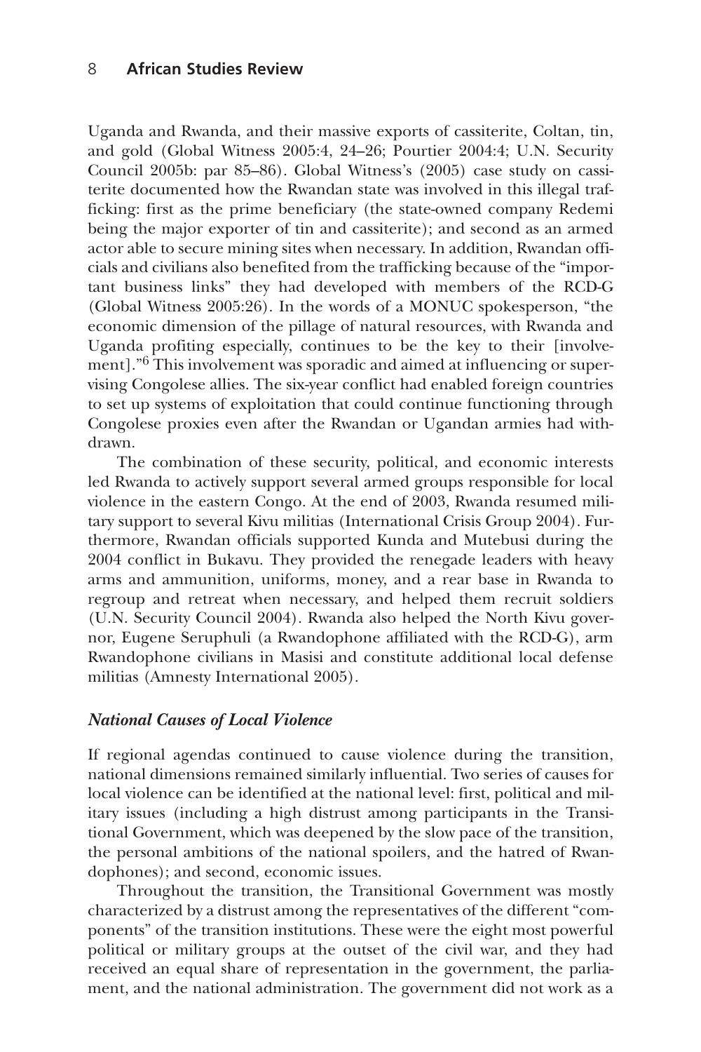Uganda and Rwanda, and their massive exports of cassiterite, Coltan, tin, and gold (Global Witness 2005:4, 24–26; Pourtier 2004:4; U.N. Security Council 2005b: par 85–86). Global Witness's (2005) case study on cassiterite documented how the Rwandan state was involved in this illegal trafficking: first as the prime beneficiary (the state-owned company Redemi being the major exporter of tin and cassiterite); and second as an armed actor able to secure mining sites when necessary. In addition, Rwandan officials and civilians also benefited from the trafficking because of the "important business links" they had developed with members of the RCD-G (Global Witness 2005:26). In the words of a MONUC spokesperson, "the economic dimension of the pillage of natural resources, with Rwanda and Uganda profiting especially, continues to be the key to their [involvement]."[6] This involvement was sporadic and aimed at influencing or supervising Congolese allies. The six-year conflict had enabled foreign countries to set up systems of exploitation that could continue functioning through Congolese proxies even after the Rwandan or Ugandan armies had withdrawn.

The combination of these security, political, and economic interests led Rwanda to actively support several armed groups responsible for local violence in the eastern Congo. At the end of 2003, Rwanda resumed military support to several Kivu militias (International Crisis Group 2004). Furthermore, Rwandan officials supported Kunda and Mutebusi during the 2004 conflict in Bukavu. They provided the renegade leaders with heavy arms and ammunition, uniforms, money, and a rear base in Rwanda to regroup and retreat when necessary, and helped them recruit soldiers (U.N. Security Council 2004). Rwanda also helped the North Kivu governor, Eugene Seruphuli (a Rwandophone affiliated with the RCD-G), arm Rwandophone civilians in Masisi and constitute additional local defense militias (Amnesty International 2005).

### *National Causes of Local Violence*

If regional agendas continued to cause violence during the transition, national dimensions remained similarly influential. Two series of causes for local violence can be identified at the national level: first, political and military issues (including a high distrust among participants in the Transitional Government, which was deepened by the slow pace of the transition, the personal ambitions of the national spoilers, and the hatred of Rwandophones); and second, economic issues.

Throughout the transition, the Transitional Government was mostly characterized by a distrust among the representatives of the different "components" of the transition institutions. These were the eight most powerful political or military groups at the outset of the civil war, and they had received an equal share of representation in the government, the parliament, and the national administration. The government did not work as a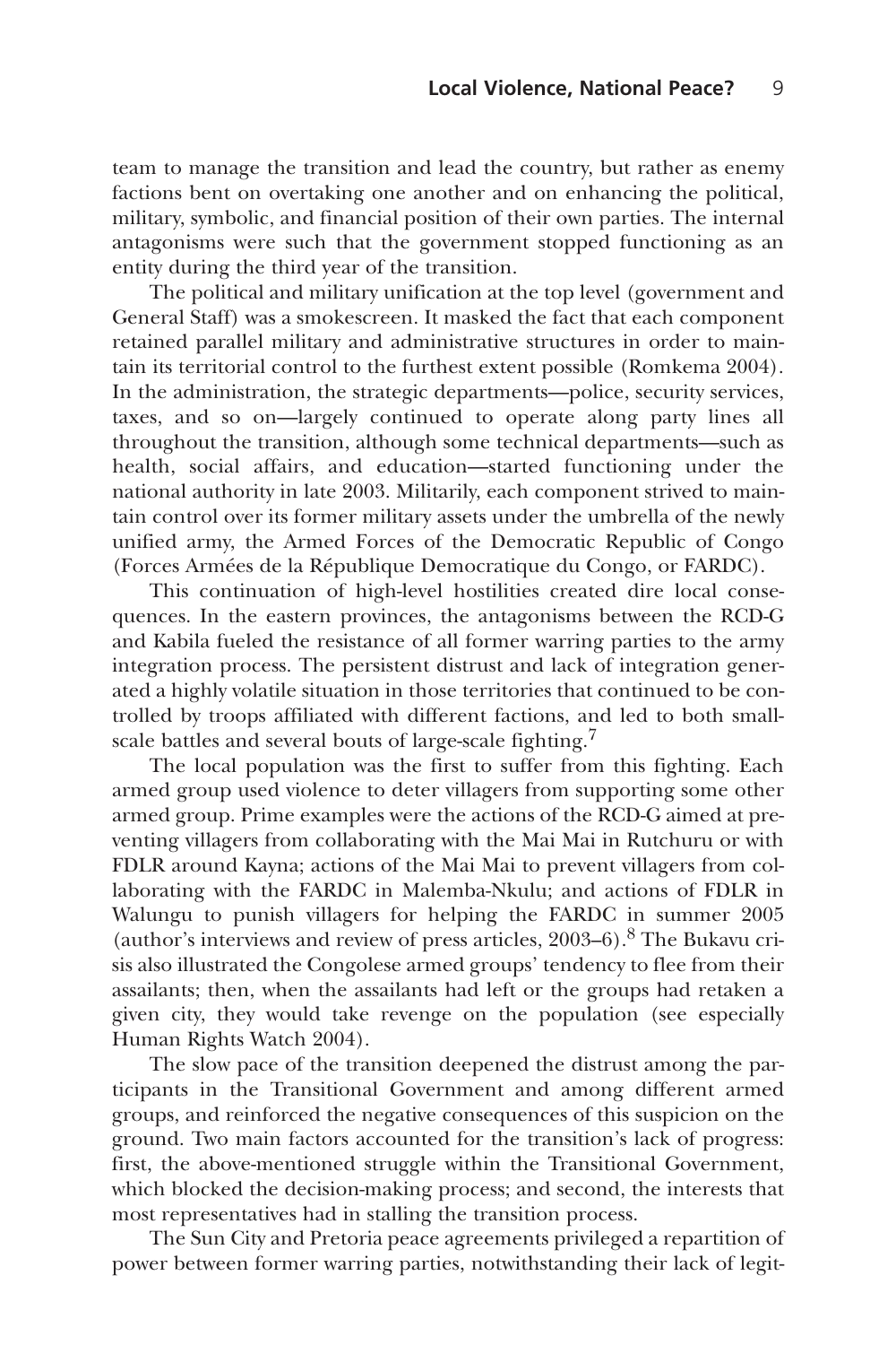team to manage the transition and lead the country, but rather as enemy factions bent on overtaking one another and on enhancing the political, military, symbolic, and financial position of their own parties. The internal antagonisms were such that the government stopped functioning as an entity during the third year of the transition.

The political and military unification at the top level (government and General Staff) was a smokescreen. It masked the fact that each component retained parallel military and administrative structures in order to maintain its territorial control to the furthest extent possible (Romkema 2004). In the administration, the strategic departments—police, security services, taxes, and so on—largely continued to operate along party lines all throughout the transition, although some technical departments—such as health, social affairs, and education—started functioning under the national authority in late 2003. Militarily, each component strived to maintain control over its former military assets under the umbrella of the newly unified army, the Armed Forces of the Democratic Republic of Congo (Forces Armées de la République Democratique du Congo, or FARDC).

This continuation of high-level hostilities created dire local consequences. In the eastern provinces, the antagonisms between the RCD-G and Kabila fueled the resistance of all former warring parties to the army integration process. The persistent distrust and lack of integration generated a highly volatile situation in those territories that continued to be controlled by troops affiliated with different factions, and led to both small-scale battles and several bouts of large-scale fighting.[7]

The local population was the first to suffer from this fighting. Each armed group used violence to deter villagers from supporting some other armed group. Prime examples were the actions of the RCD-G aimed at preventing villagers from collaborating with the Mai Mai in Rutchuru or with FDLR around Kayna; actions of the Mai Mai to prevent villagers from collaborating with the FARDC in Malemba-Nkulu; and actions of FDLR in Walungu to punish villagers for helping the FARDC in summer 2005 (author's interviews and review of press articles, 2003–6).[8] The Bukavu crisis also illustrated the Congolese armed groups' tendency to flee from their assailants; then, when the assailants had left or the groups had retaken a given city, they would take revenge on the population (see especially Human Rights Watch 2004).

The slow pace of the transition deepened the distrust among the participants in the Transitional Government and among different armed groups, and reinforced the negative consequences of this suspicion on the ground. Two main factors accounted for the transition's lack of progress: first, the above-mentioned struggle within the Transitional Government, which blocked the decision-making process; and second, the interests that most representatives had in stalling the transition process.

The Sun City and Pretoria peace agreements privileged a repartition of power between former warring parties, notwithstanding their lack of legit-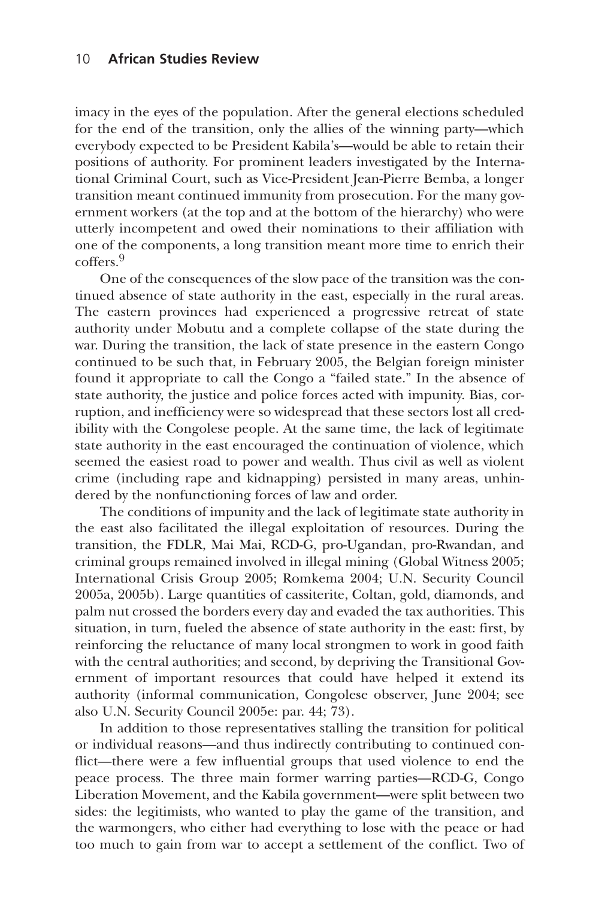imacy in the eyes of the population. After the general elections scheduled for the end of the transition, only the allies of the winning party—which everybody expected to be President Kabila's—would be able to retain their positions of authority. For prominent leaders investigated by the International Criminal Court, such as Vice-President Jean-Pierre Bemba, a longer transition meant continued immunity from prosecution. For the many government workers (at the top and at the bottom of the hierarchy) who were utterly incompetent and owed their nominations to their affiliation with one of the components, a long transition meant more time to enrich their coffers.[9]

One of the consequences of the slow pace of the transition was the continued absence of state authority in the east, especially in the rural areas. The eastern provinces had experienced a progressive retreat of state authority under Mobutu and a complete collapse of the state during the war. During the transition, the lack of state presence in the eastern Congo continued to be such that, in February 2005, the Belgian foreign minister found it appropriate to call the Congo a "failed state." In the absence of state authority, the justice and police forces acted with impunity. Bias, corruption, and inefficiency were so widespread that these sectors lost all credibility with the Congolese people. At the same time, the lack of legitimate state authority in the east encouraged the continuation of violence, which seemed the easiest road to power and wealth. Thus civil as well as violent crime (including rape and kidnapping) persisted in many areas, unhindered by the nonfunctioning forces of law and order.

The conditions of impunity and the lack of legitimate state authority in the east also facilitated the illegal exploitation of resources. During the transition, the FDLR, Mai Mai, RCD-G, pro-Ugandan, pro-Rwandan, and criminal groups remained involved in illegal mining (Global Witness 2005; International Crisis Group 2005; Romkema 2004; U.N. Security Council 2005a, 2005b). Large quantities of cassiterite, Coltan, gold, diamonds, and palm nut crossed the borders every day and evaded the tax authorities. This situation, in turn, fueled the absence of state authority in the east: first, by reinforcing the reluctance of many local strongmen to work in good faith with the central authorities; and second, by depriving the Transitional Government of important resources that could have helped it extend its authority (informal communication, Congolese observer, June 2004; see also U.N. Security Council 2005e: par. 44; 73).

In addition to those representatives stalling the transition for political or individual reasons—and thus indirectly contributing to continued conflict—there were a few influential groups that used violence to end the peace process. The three main former warring parties—RCD-G, Congo Liberation Movement, and the Kabila government—were split between two sides: the legitimists, who wanted to play the game of the transition, and the warmongers, who either had everything to lose with the peace or had too much to gain from war to accept a settlement of the conflict. Two of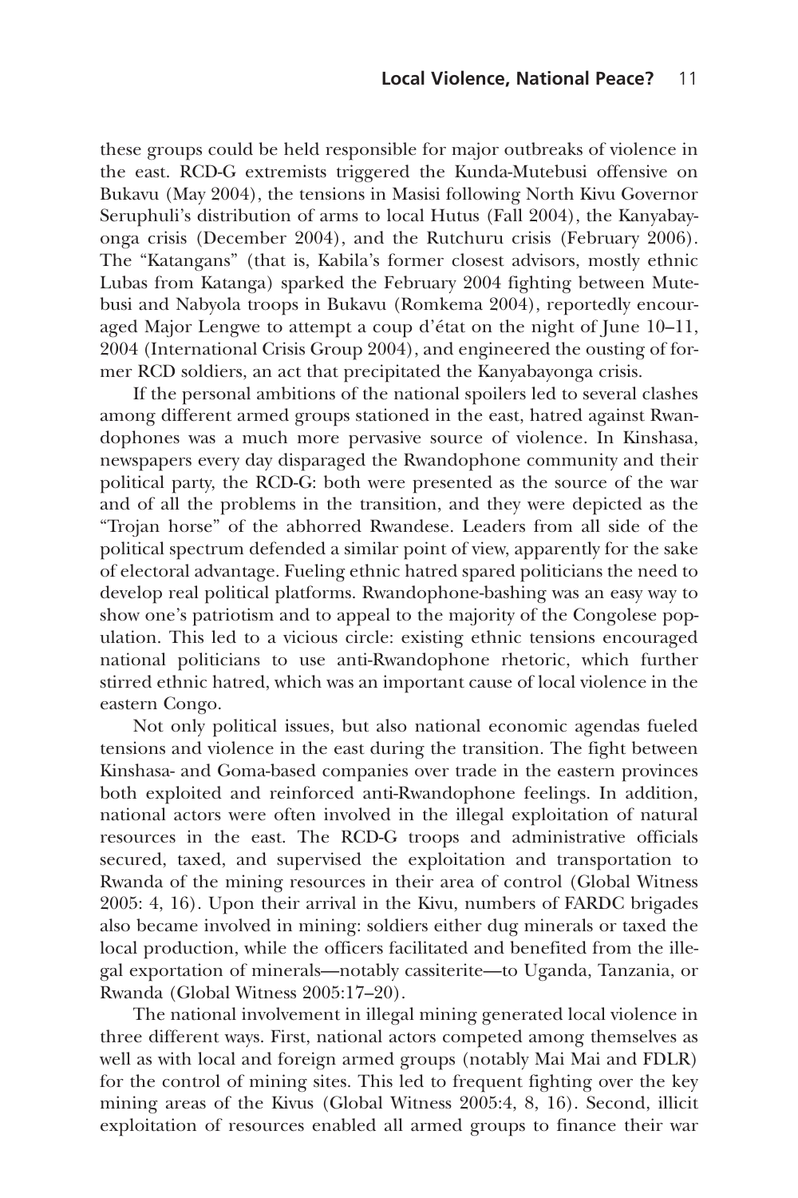these groups could be held responsible for major outbreaks of violence in the east. RCD-G extremists triggered the Kunda-Mutebusi offensive on Bukavu (May 2004), the tensions in Masisi following North Kivu Governor Seruphuli's distribution of arms to local Hutus (Fall 2004), the Kanyabayonga crisis (December 2004), and the Rutchuru crisis (February 2006). The "Katangans" (that is, Kabila's former closest advisors, mostly ethnic Lubas from Katanga) sparked the February 2004 fighting between Mutebusi and Nabyola troops in Bukavu (Romkema 2004), reportedly encouraged Major Lengwe to attempt a coup d'état on the night of June 10–11, 2004 (International Crisis Group 2004), and engineered the ousting of former RCD soldiers, an act that precipitated the Kanyabayonga crisis.

If the personal ambitions of the national spoilers led to several clashes among different armed groups stationed in the east, hatred against Rwandophones was a much more pervasive source of violence. In Kinshasa, newspapers every day disparaged the Rwandophone community and their political party, the RCD-G: both were presented as the source of the war and of all the problems in the transition, and they were depicted as the "Trojan horse" of the abhorred Rwandese. Leaders from all side of the political spectrum defended a similar point of view, apparently for the sake of electoral advantage. Fueling ethnic hatred spared politicians the need to develop real political platforms. Rwandophone-bashing was an easy way to show one's patriotism and to appeal to the majority of the Congolese population. This led to a vicious circle: existing ethnic tensions encouraged national politicians to use anti-Rwandophone rhetoric, which further stirred ethnic hatred, which was an important cause of local violence in the eastern Congo.

Not only political issues, but also national economic agendas fueled tensions and violence in the east during the transition. The fight between Kinshasa- and Goma-based companies over trade in the eastern provinces both exploited and reinforced anti-Rwandophone feelings. In addition, national actors were often involved in the illegal exploitation of natural resources in the east. The RCD-G troops and administrative officials secured, taxed, and supervised the exploitation and transportation to Rwanda of the mining resources in their area of control (Global Witness 2005: 4, 16). Upon their arrival in the Kivu, numbers of FARDC brigades also became involved in mining: soldiers either dug minerals or taxed the local production, while the officers facilitated and benefited from the illegal exportation of minerals—notably cassiterite—to Uganda, Tanzania, or Rwanda (Global Witness 2005:17–20).

The national involvement in illegal mining generated local violence in three different ways. First, national actors competed among themselves as well as with local and foreign armed groups (notably Mai Mai and FDLR) for the control of mining sites. This led to frequent fighting over the key mining areas of the Kivus (Global Witness 2005:4, 8, 16). Second, illicit exploitation of resources enabled all armed groups to finance their war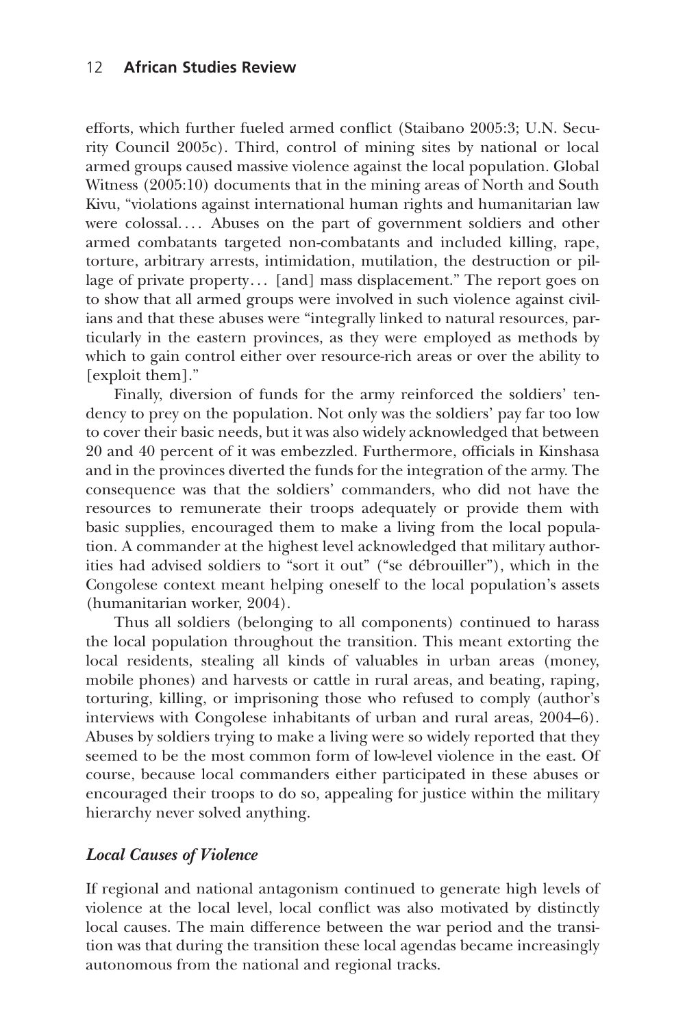efforts, which further fueled armed conflict (Staibano 2005:3; U.N. Security Council 2005c). Third, control of mining sites by national or local armed groups caused massive violence against the local population. Global Witness (2005:10) documents that in the mining areas of North and South Kivu, "violations against international human rights and humanitarian law were colossal.... Abuses on the part of government soldiers and other armed combatants targeted non-combatants and included killing, rape, torture, arbitrary arrests, intimidation, mutilation, the destruction or pillage of private property... [and] mass displacement." The report goes on to show that all armed groups were involved in such violence against civilians and that these abuses were "integrally linked to natural resources, particularly in the eastern provinces, as they were employed as methods by which to gain control either over resource-rich areas or over the ability to [exploit them]."

Finally, diversion of funds for the army reinforced the soldiers' tendency to prey on the population. Not only was the soldiers' pay far too low to cover their basic needs, but it was also widely acknowledged that between 20 and 40 percent of it was embezzled. Furthermore, officials in Kinshasa and in the provinces diverted the funds for the integration of the army. The consequence was that the soldiers' commanders, who did not have the resources to remunerate their troops adequately or provide them with basic supplies, encouraged them to make a living from the local population. A commander at the highest level acknowledged that military authorities had advised soldiers to "sort it out" ("se débrouiller"), which in the Congolese context meant helping oneself to the local population's assets (humanitarian worker, 2004).

Thus all soldiers (belonging to all components) continued to harass the local population throughout the transition. This meant extorting the local residents, stealing all kinds of valuables in urban areas (money, mobile phones) and harvests or cattle in rural areas, and beating, raping, torturing, killing, or imprisoning those who refused to comply (author's interviews with Congolese inhabitants of urban and rural areas, 2004–6). Abuses by soldiers trying to make a living were so widely reported that they seemed to be the most common form of low-level violence in the east. Of course, because local commanders either participated in these abuses or encouraged their troops to do so, appealing for justice within the military hierarchy never solved anything.

### *Local Causes of Violence*

If regional and national antagonism continued to generate high levels of violence at the local level, local conflict was also motivated by distinctly local causes. The main difference between the war period and the transition was that during the transition these local agendas became increasingly autonomous from the national and regional tracks.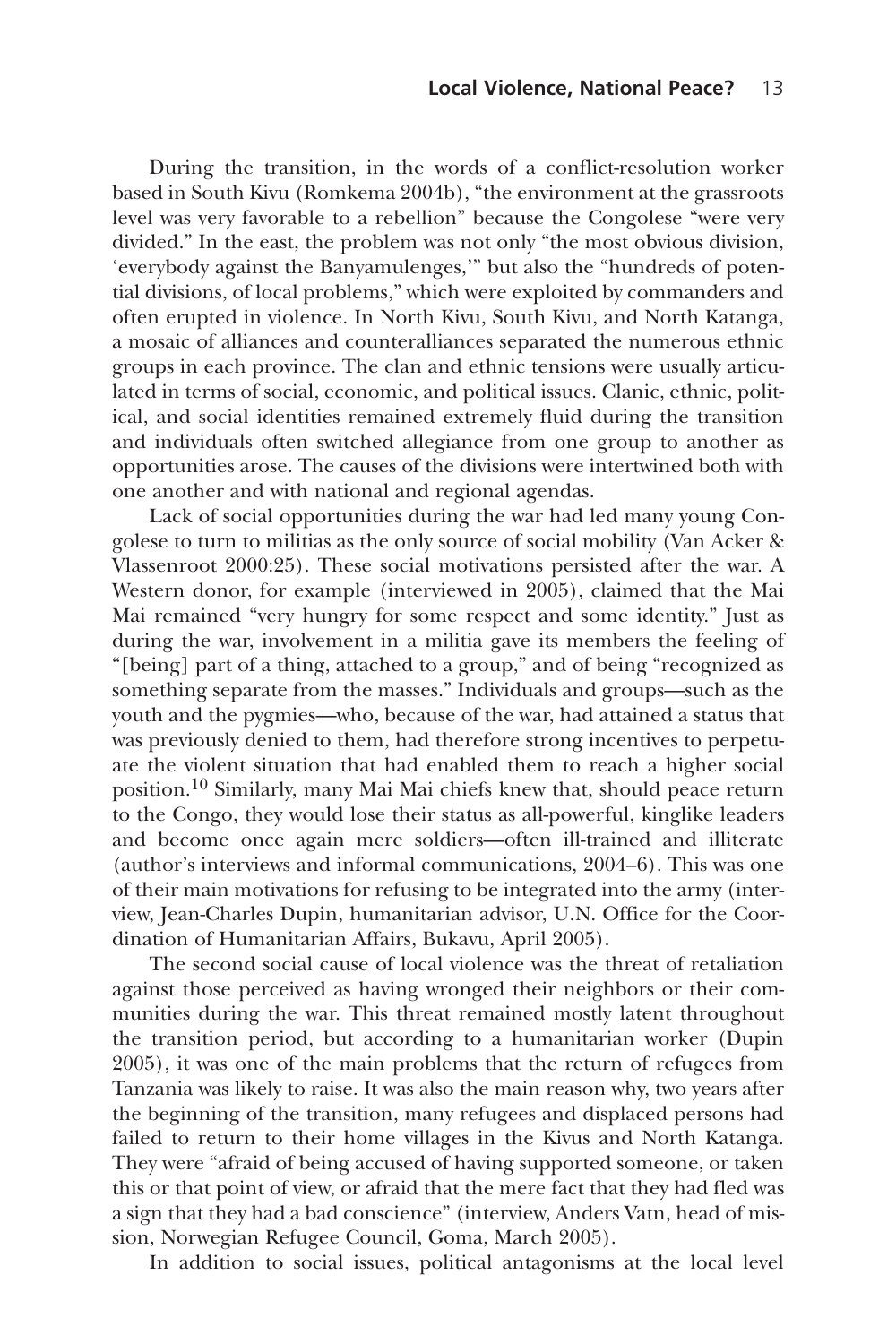During the transition, in the words of a conflict-resolution worker based in South Kivu (Romkema 2004b), "the environment at the grassroots level was very favorable to a rebellion" because the Congolese "were very divided." In the east, the problem was not only "the most obvious division, 'everybody against the Banyamulenges,'" but also the "hundreds of potential divisions, of local problems," which were exploited by commanders and often erupted in violence. In North Kivu, South Kivu, and North Katanga, a mosaic of alliances and counteralliances separated the numerous ethnic groups in each province. The clan and ethnic tensions were usually articulated in terms of social, economic, and political issues. Clanic, ethnic, political, and social identities remained extremely fluid during the transition and individuals often switched allegiance from one group to another as opportunities arose. The causes of the divisions were intertwined both with one another and with national and regional agendas.

Lack of social opportunities during the war had led many young Congolese to turn to militias as the only source of social mobility (Van Acker & Vlassenroot 2000:25). These social motivations persisted after the war. A Western donor, for example (interviewed in 2005), claimed that the Mai Mai remained "very hungry for some respect and some identity." Just as during the war, involvement in a militia gave its members the feeling of "[being] part of a thing, attached to a group," and of being "recognized as something separate from the masses." Individuals and groups—such as the youth and the pygmies—who, because of the war, had attained a status that was previously denied to them, had therefore strong incentives to perpetuate the violent situation that had enabled them to reach a higher social position.[10] Similarly, many Mai Mai chiefs knew that, should peace return to the Congo, they would lose their status as all-powerful, kinglike leaders and become once again mere soldiers—often ill-trained and illiterate (author's interviews and informal communications, 2004–6). This was one of their main motivations for refusing to be integrated into the army (interview, Jean-Charles Dupin, humanitarian advisor, U.N. Office for the Coordination of Humanitarian Affairs, Bukavu, April 2005).

The second social cause of local violence was the threat of retaliation against those perceived as having wronged their neighbors or their communities during the war. This threat remained mostly latent throughout the transition period, but according to a humanitarian worker (Dupin 2005), it was one of the main problems that the return of refugees from Tanzania was likely to raise. It was also the main reason why, two years after the beginning of the transition, many refugees and displaced persons had failed to return to their home villages in the Kivus and North Katanga. They were "afraid of being accused of having supported someone, or taken this or that point of view, or afraid that the mere fact that they had fled was a sign that they had a bad conscience" (interview, Anders Vatn, head of mission, Norwegian Refugee Council, Goma, March 2005).

In addition to social issues, political antagonisms at the local level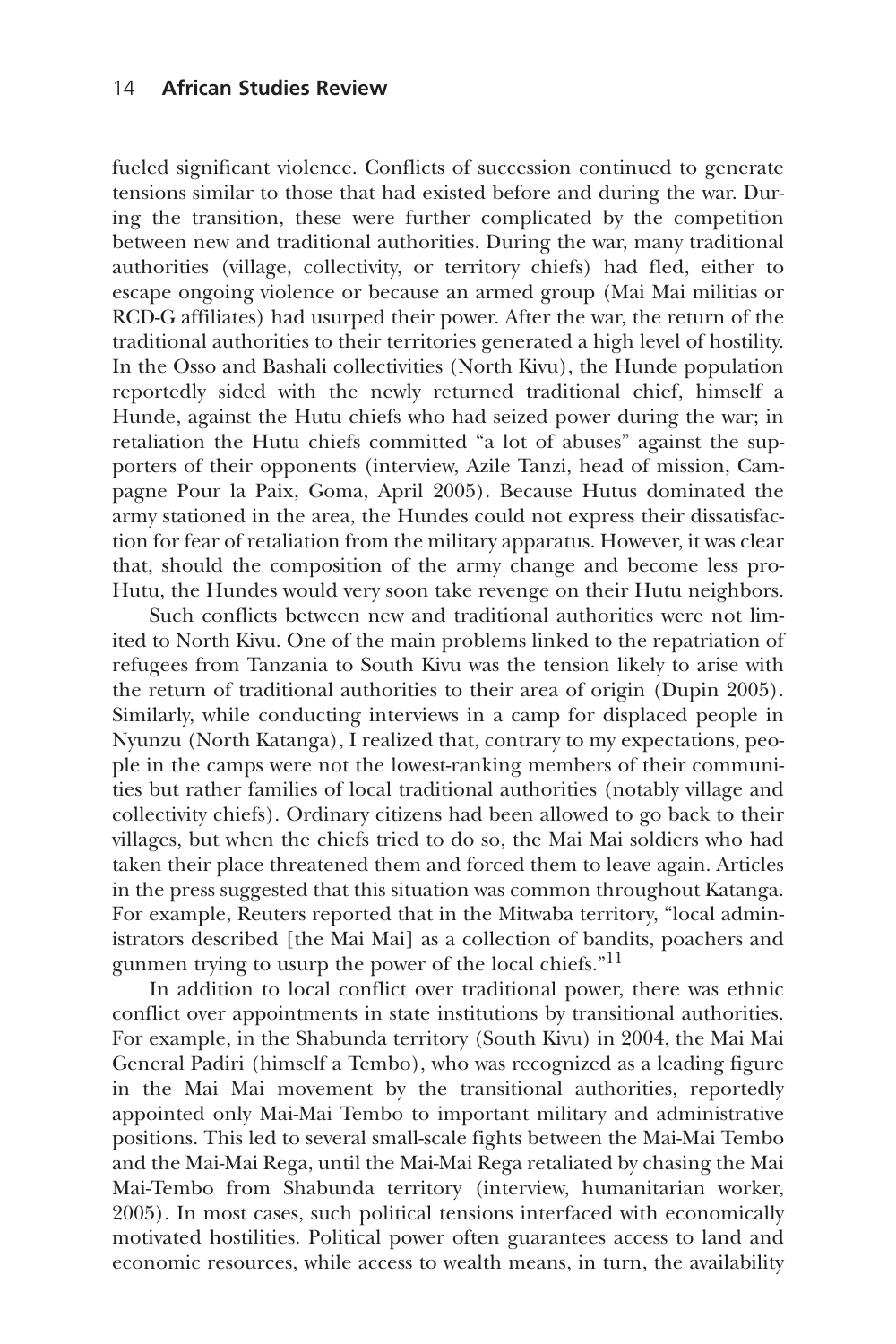fueled significant violence. Conflicts of succession continued to generate tensions similar to those that had existed before and during the war. During the transition, these were further complicated by the competition between new and traditional authorities. During the war, many traditional authorities (village, collectivity, or territory chiefs) had fled, either to escape ongoing violence or because an armed group (Mai Mai militias or RCD-G affiliates) had usurped their power. After the war, the return of the traditional authorities to their territories generated a high level of hostility. In the Osso and Bashali collectivities (North Kivu), the Hunde population reportedly sided with the newly returned traditional chief, himself a Hunde, against the Hutu chiefs who had seized power during the war; in retaliation the Hutu chiefs committed "a lot of abuses" against the supporters of their opponents (interview, Azile Tanzi, head of mission, Campagne Pour la Paix, Goma, April 2005). Because Hutus dominated the army stationed in the area, the Hundes could not express their dissatisfaction for fear of retaliation from the military apparatus. However, it was clear that, should the composition of the army change and become less pro-Hutu, the Hundes would very soon take revenge on their Hutu neighbors.

Such conflicts between new and traditional authorities were not limited to North Kivu. One of the main problems linked to the repatriation of refugees from Tanzania to South Kivu was the tension likely to arise with the return of traditional authorities to their area of origin (Dupin 2005). Similarly, while conducting interviews in a camp for displaced people in Nyunzu (North Katanga), I realized that, contrary to my expectations, people in the camps were not the lowest-ranking members of their communities but rather families of local traditional authorities (notably village and collectivity chiefs). Ordinary citizens had been allowed to go back to their villages, but when the chiefs tried to do so, the Mai Mai soldiers who had taken their place threatened them and forced them to leave again. Articles in the press suggested that this situation was common throughout Katanga. For example, Reuters reported that in the Mitwaba territory, "local administrators described [the Mai Mai] as a collection of bandits, poachers and gunmen trying to usurp the power of the local chiefs."[11]

In addition to local conflict over traditional power, there was ethnic conflict over appointments in state institutions by transitional authorities. For example, in the Shabunda territory (South Kivu) in 2004, the Mai Mai General Padiri (himself a Tembo), who was recognized as a leading figure in the Mai Mai movement by the transitional authorities, reportedly appointed only Mai-Mai Tembo to important military and administrative positions. This led to several small-scale fights between the Mai-Mai Tembo and the Mai-Mai Rega, until the Mai-Mai Rega retaliated by chasing the Mai Mai-Tembo from Shabunda territory (interview, humanitarian worker, 2005). In most cases, such political tensions interfaced with economically motivated hostilities. Political power often guarantees access to land and economic resources, while access to wealth means, in turn, the availability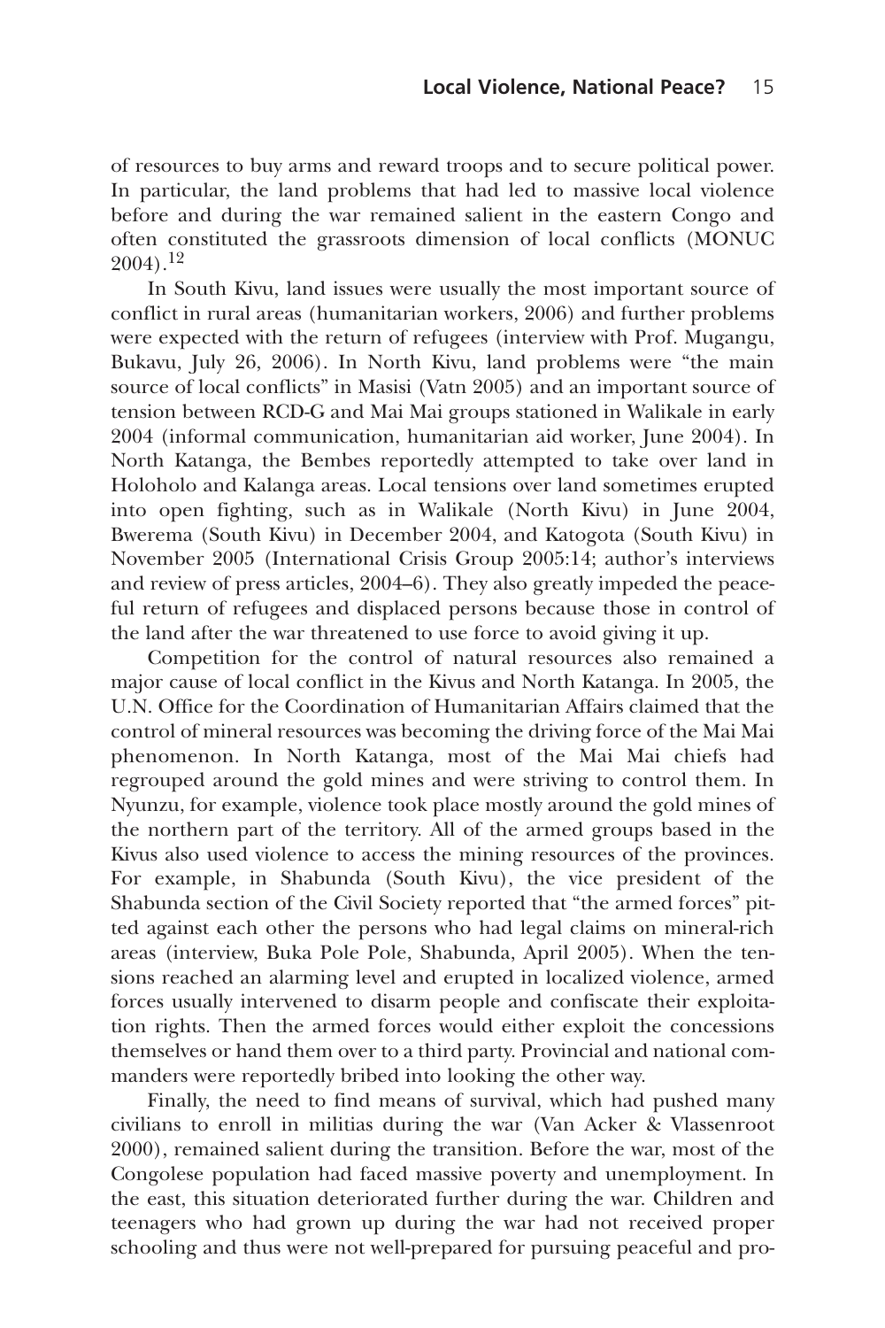of resources to buy arms and reward troops and to secure political power. In particular, the land problems that had led to massive local violence before and during the war remained salient in the eastern Congo and often constituted the grassroots dimension of local conflicts (MONUC 2004).[12]

In South Kivu, land issues were usually the most important source of conflict in rural areas (humanitarian workers, 2006) and further problems were expected with the return of refugees (interview with Prof. Mugangu, Bukavu, July 26, 2006). In North Kivu, land problems were "the main source of local conflicts" in Masisi (Vatn 2005) and an important source of tension between RCD-G and Mai Mai groups stationed in Walikale in early 2004 (informal communication, humanitarian aid worker, June 2004). In North Katanga, the Bembes reportedly attempted to take over land in Holoholo and Kalanga areas. Local tensions over land sometimes erupted into open fighting, such as in Walikale (North Kivu) in June 2004, Bwerema (South Kivu) in December 2004, and Katogota (South Kivu) in November 2005 (International Crisis Group 2005:14; author's interviews and review of press articles, 2004–6). They also greatly impeded the peaceful return of refugees and displaced persons because those in control of the land after the war threatened to use force to avoid giving it up.

Competition for the control of natural resources also remained a major cause of local conflict in the Kivus and North Katanga. In 2005, the U.N. Office for the Coordination of Humanitarian Affairs claimed that the control of mineral resources was becoming the driving force of the Mai Mai phenomenon. In North Katanga, most of the Mai Mai chiefs had regrouped around the gold mines and were striving to control them. In Nyunzu, for example, violence took place mostly around the gold mines of the northern part of the territory. All of the armed groups based in the Kivus also used violence to access the mining resources of the provinces. For example, in Shabunda (South Kivu), the vice president of the Shabunda section of the Civil Society reported that "the armed forces" pitted against each other the persons who had legal claims on mineral-rich areas (interview, Buka Pole Pole, Shabunda, April 2005). When the tensions reached an alarming level and erupted in localized violence, armed forces usually intervened to disarm people and confiscate their exploitation rights. Then the armed forces would either exploit the concessions themselves or hand them over to a third party. Provincial and national commanders were reportedly bribed into looking the other way.

Finally, the need to find means of survival, which had pushed many civilians to enroll in militias during the war (Van Acker & Vlassenroot 2000), remained salient during the transition. Before the war, most of the Congolese population had faced massive poverty and unemployment. In the east, this situation deteriorated further during the war. Children and teenagers who had grown up during the war had not received proper schooling and thus were not well-prepared for pursuing peaceful and pro-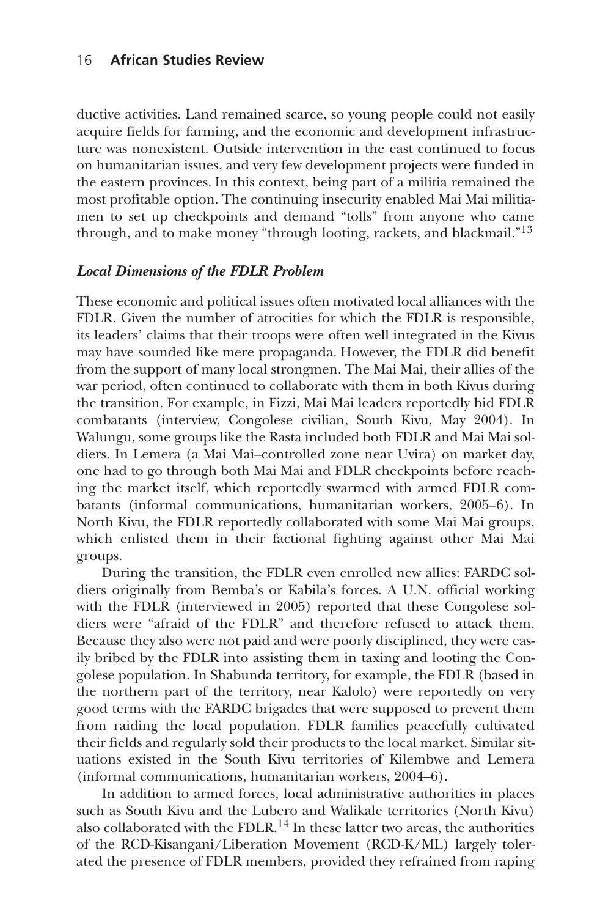ductive activities. Land remained scarce, so young people could not easily acquire fields for farming, and the economic and development infrastructure was nonexistent. Outside intervention in the east continued to focus on humanitarian issues, and very few development projects were funded in the eastern provinces. In this context, being part of a militia remained the most profitable option. The continuing insecurity enabled Mai Mai militiamen to set up checkpoints and demand "tolls" from anyone who came through, and to make money "through looting, rackets, and blackmail."[13]

### *Local Dimensions of the FDLR Problem*

These economic and political issues often motivated local alliances with the FDLR. Given the number of atrocities for which the FDLR is responsible, its leaders' claims that their troops were often well integrated in the Kivus may have sounded like mere propaganda. However, the FDLR did benefit from the support of many local strongmen. The Mai Mai, their allies of the war period, often continued to collaborate with them in both Kivus during the transition. For example, in Fizzi, Mai Mai leaders reportedly hid FDLR combatants (interview, Congolese civilian, South Kivu, May 2004). In Walungu, some groups like the Rasta included both FDLR and Mai Mai soldiers. In Lemera (a Mai Mai–controlled zone near Uvira) on market day, one had to go through both Mai Mai and FDLR checkpoints before reaching the market itself, which reportedly swarmed with armed FDLR combatants (informal communications, humanitarian workers, 2005–6). In North Kivu, the FDLR reportedly collaborated with some Mai Mai groups, which enlisted them in their factional fighting against other Mai Mai groups.

During the transition, the FDLR even enrolled new allies: FARDC soldiers originally from Bemba's or Kabila's forces. A U.N. official working with the FDLR (interviewed in 2005) reported that these Congolese soldiers were "afraid of the FDLR" and therefore refused to attack them. Because they also were not paid and were poorly disciplined, they were easily bribed by the FDLR into assisting them in taxing and looting the Congolese population. In Shabunda territory, for example, the FDLR (based in the northern part of the territory, near Kalolo) were reportedly on very good terms with the FARDC brigades that were supposed to prevent them from raiding the local population. FDLR families peacefully cultivated their fields and regularly sold their products to the local market. Similar situations existed in the South Kivu territories of Kilembwe and Lemera (informal communications, humanitarian workers, 2004–6).

In addition to armed forces, local administrative authorities in places such as South Kivu and the Lubero and Walikale territories (North Kivu) also collaborated with the FDLR.[14] In these latter two areas, the authorities of the RCD-Kisangani/Liberation Movement (RCD-K/ML) largely tolerated the presence of FDLR members, provided they refrained from raping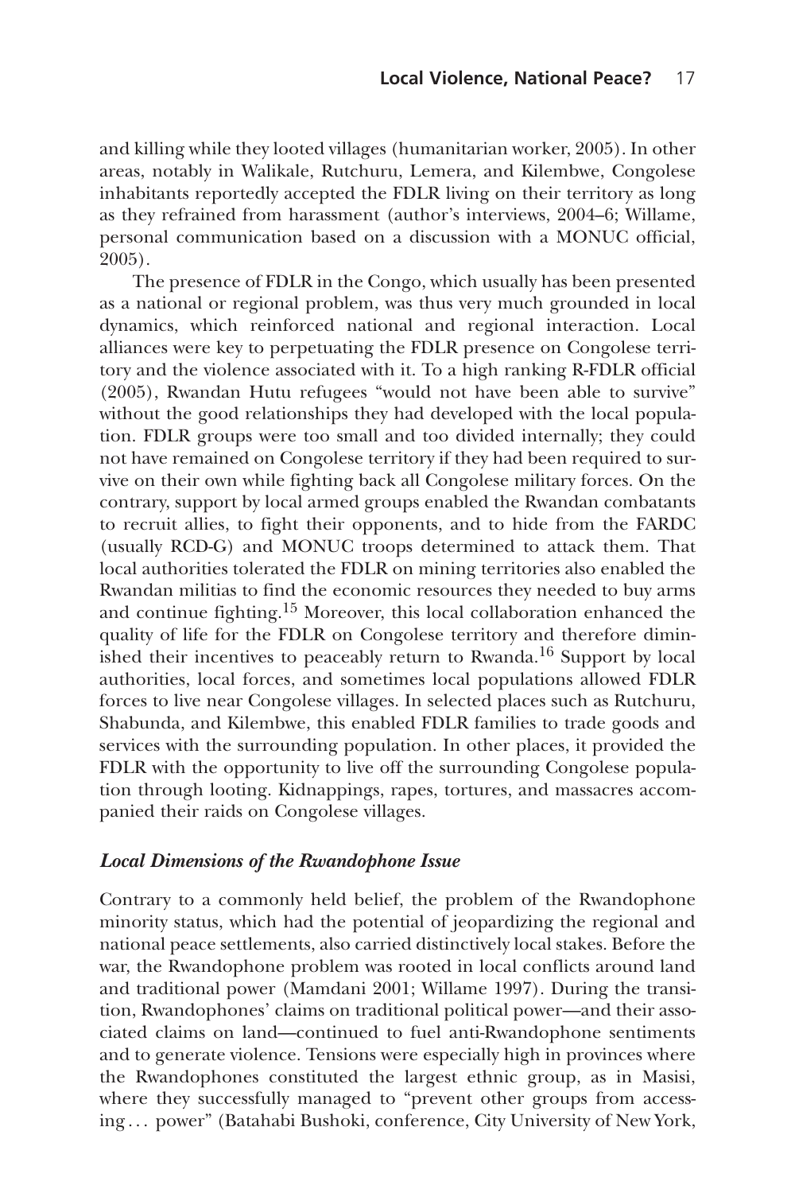and killing while they looted villages (humanitarian worker, 2005). In other areas, notably in Walikale, Rutchuru, Lemera, and Kilembwe, Congolese inhabitants reportedly accepted the FDLR living on their territory as long as they refrained from harassment (author's interviews, 2004–6; Willame, personal communication based on a discussion with a MONUC official, 2005).

The presence of FDLR in the Congo, which usually has been presented as a national or regional problem, was thus very much grounded in local dynamics, which reinforced national and regional interaction. Local alliances were key to perpetuating the FDLR presence on Congolese territory and the violence associated with it. To a high ranking R-FDLR official (2005), Rwandan Hutu refugees "would not have been able to survive" without the good relationships they had developed with the local population. FDLR groups were too small and too divided internally; they could not have remained on Congolese territory if they had been required to survive on their own while fighting back all Congolese military forces. On the contrary, support by local armed groups enabled the Rwandan combatants to recruit allies, to fight their opponents, and to hide from the FARDC (usually RCD-G) and MONUC troops determined to attack them. That local authorities tolerated the FDLR on mining territories also enabled the Rwandan militias to find the economic resources they needed to buy arms and continue fighting.[15] Moreover, this local collaboration enhanced the quality of life for the FDLR on Congolese territory and therefore diminished their incentives to peaceably return to Rwanda.[16] Support by local authorities, local forces, and sometimes local populations allowed FDLR forces to live near Congolese villages. In selected places such as Rutchuru, Shabunda, and Kilembwe, this enabled FDLR families to trade goods and services with the surrounding population. In other places, it provided the FDLR with the opportunity to live off the surrounding Congolese population through looting. Kidnappings, rapes, tortures, and massacres accompanied their raids on Congolese villages.

### *Local Dimensions of the Rwandophone Issue*

Contrary to a commonly held belief, the problem of the Rwandophone minority status, which had the potential of jeopardizing the regional and national peace settlements, also carried distinctively local stakes. Before the war, the Rwandophone problem was rooted in local conflicts around land and traditional power (Mamdani 2001; Willame 1997). During the transition, Rwandophones' claims on traditional political power—and their associated claims on land—continued to fuel anti-Rwandophone sentiments and to generate violence. Tensions were especially high in provinces where the Rwandophones constituted the largest ethnic group, as in Masisi, where they successfully managed to "prevent other groups from accessing . . . power" (Batahabi Bushoki, conference, City University of New York,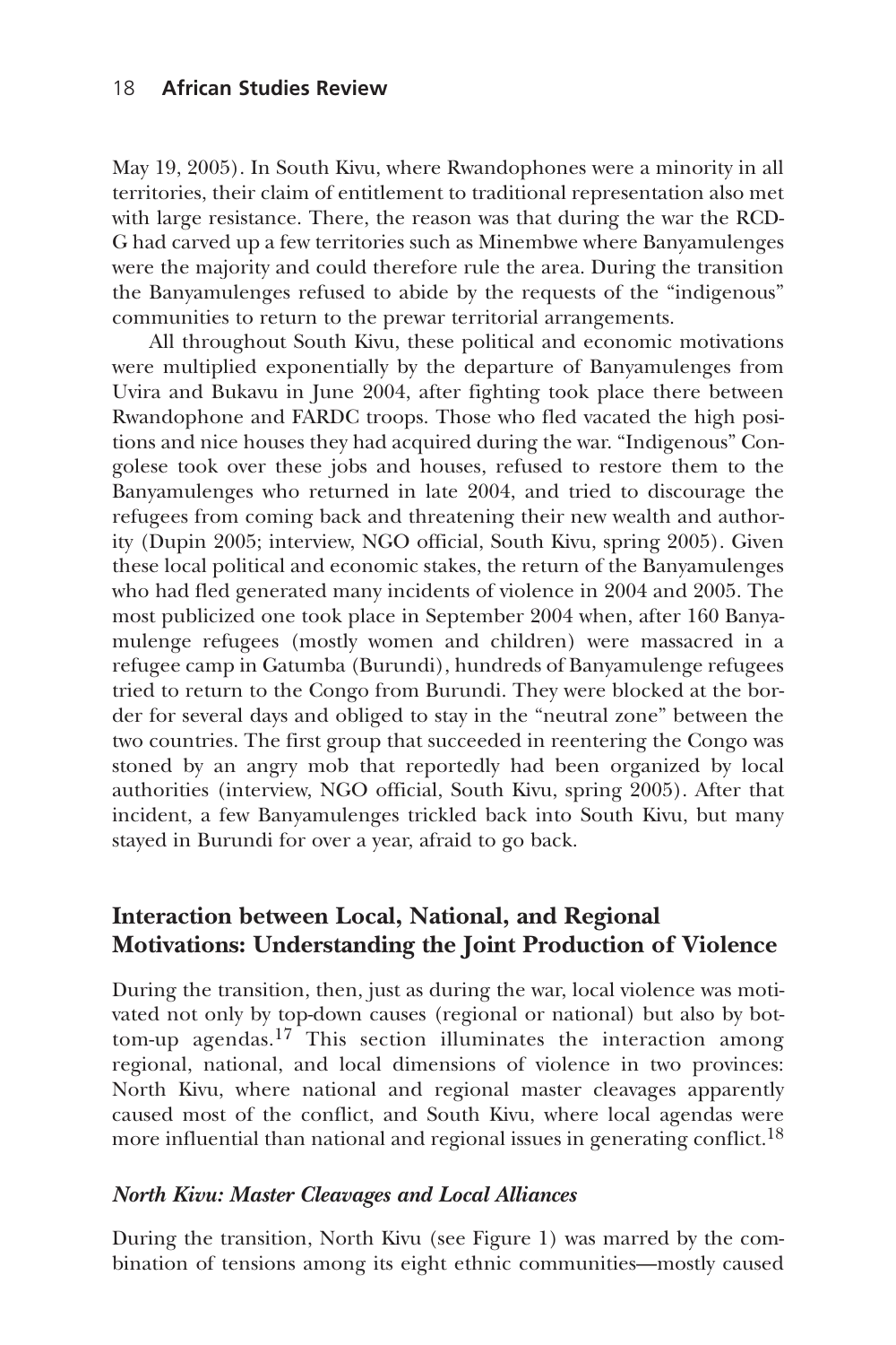May 19, 2005). In South Kivu, where Rwandophones were a minority in all territories, their claim of entitlement to traditional representation also met with large resistance. There, the reason was that during the war the RCD-G had carved up a few territories such as Minembwe where Banyamulenges were the majority and could therefore rule the area. During the transition the Banyamulenges refused to abide by the requests of the "indigenous" communities to return to the prewar territorial arrangements.

All throughout South Kivu, these political and economic motivations were multiplied exponentially by the departure of Banyamulenges from Uvira and Bukavu in June 2004, after fighting took place there between Rwandophone and FARDC troops. Those who fled vacated the high positions and nice houses they had acquired during the war. "Indigenous" Congolese took over these jobs and houses, refused to restore them to the Banyamulenges who returned in late 2004, and tried to discourage the refugees from coming back and threatening their new wealth and authority (Dupin 2005; interview, NGO official, South Kivu, spring 2005). Given these local political and economic stakes, the return of the Banyamulenges who had fled generated many incidents of violence in 2004 and 2005. The most publicized one took place in September 2004 when, after 160 Banyamulenge refugees (mostly women and children) were massacred in a refugee camp in Gatumba (Burundi), hundreds of Banyamulenge refugees tried to return to the Congo from Burundi. They were blocked at the border for several days and obliged to stay in the "neutral zone" between the two countries. The first group that succeeded in reentering the Congo was stoned by an angry mob that reportedly had been organized by local authorities (interview, NGO official, South Kivu, spring 2005). After that incident, a few Banyamulenges trickled back into South Kivu, but many stayed in Burundi for over a year, afraid to go back.

## Interaction between Local, National, and Regional Motivations: Understanding the Joint Production of Violence

During the transition, then, just as during the war, local violence was motivated not only by top-down causes (regional or national) but also by bottom-up agendas.[17] This section illuminates the interaction among regional, national, and local dimensions of violence in two provinces: North Kivu, where national and regional master cleavages apparently caused most of the conflict, and South Kivu, where local agendas were more influential than national and regional issues in generating conflict.[18]

### *North Kivu: Master Cleavages and Local Alliances*

During the transition, North Kivu (see Figure 1) was marred by the combination of tensions among its eight ethnic communities—mostly caused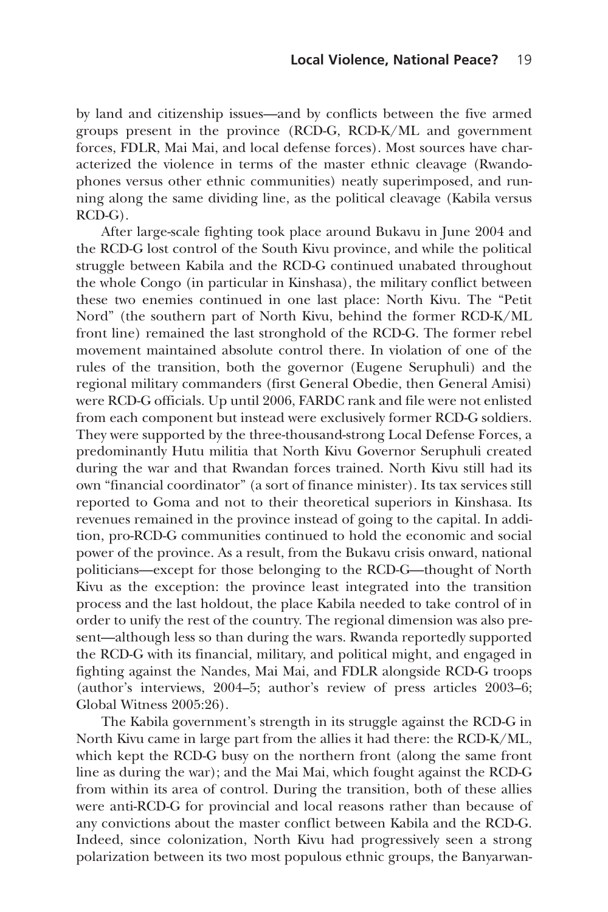by land and citizenship issues—and by conflicts between the five armed groups present in the province (RCD-G, RCD-K/ML and government forces, FDLR, Mai Mai, and local defense forces). Most sources have characterized the violence in terms of the master ethnic cleavage (Rwandophones versus other ethnic communities) neatly superimposed, and running along the same dividing line, as the political cleavage (Kabila versus RCD-G).

After large-scale fighting took place around Bukavu in June 2004 and the RCD-G lost control of the South Kivu province, and while the political struggle between Kabila and the RCD-G continued unabated throughout the whole Congo (in particular in Kinshasa), the military conflict between these two enemies continued in one last place: North Kivu. The "Petit Nord" (the southern part of North Kivu, behind the former RCD-K/ML front line) remained the last stronghold of the RCD-G. The former rebel movement maintained absolute control there. In violation of one of the rules of the transition, both the governor (Eugene Seruphuli) and the regional military commanders (first General Obedie, then General Amisi) were RCD-G officials. Up until 2006, FARDC rank and file were not enlisted from each component but instead were exclusively former RCD-G soldiers. They were supported by the three-thousand-strong Local Defense Forces, a predominantly Hutu militia that North Kivu Governor Seruphuli created during the war and that Rwandan forces trained. North Kivu still had its own "financial coordinator" (a sort of finance minister). Its tax services still reported to Goma and not to their theoretical superiors in Kinshasa. Its revenues remained in the province instead of going to the capital. In addition, pro-RCD-G communities continued to hold the economic and social power of the province. As a result, from the Bukavu crisis onward, national politicians—except for those belonging to the RCD-G—thought of North Kivu as the exception: the province least integrated into the transition process and the last holdout, the place Kabila needed to take control of in order to unify the rest of the country. The regional dimension was also present—although less so than during the wars. Rwanda reportedly supported the RCD-G with its financial, military, and political might, and engaged in fighting against the Nandes, Mai Mai, and FDLR alongside RCD-G troops (author's interviews, 2004–5; author's review of press articles 2003–6; Global Witness 2005:26).

The Kabila government's strength in its struggle against the RCD-G in North Kivu came in large part from the allies it had there: the RCD-K/ML, which kept the RCD-G busy on the northern front (along the same front line as during the war); and the Mai Mai, which fought against the RCD-G from within its area of control. During the transition, both of these allies were anti-RCD-G for provincial and local reasons rather than because of any convictions about the master conflict between Kabila and the RCD-G. Indeed, since colonization, North Kivu had progressively seen a strong polarization between its two most populous ethnic groups, the Banyarwan-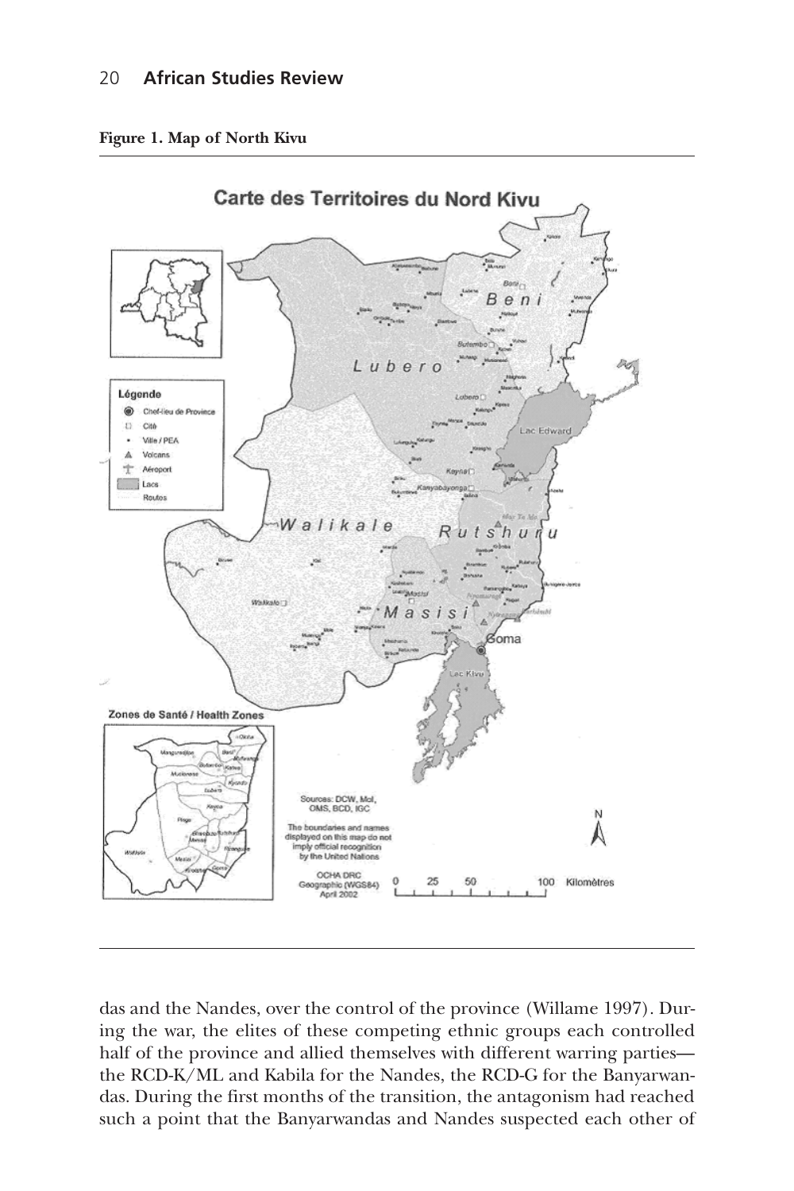**Figure 1. Map of North Kivu**

das and the Nandes, over the control of the province (Willame 1997). During the war, the elites of these competing ethnic groups each controlled half of the province and allied themselves with different warring parties—the RCD-K/ML and Kabila for the Nandes, the RCD-G for the Banyarwandas. During the first months of the transition, the antagonism had reached such a point that the Banyarwandas and Nandes suspected each other of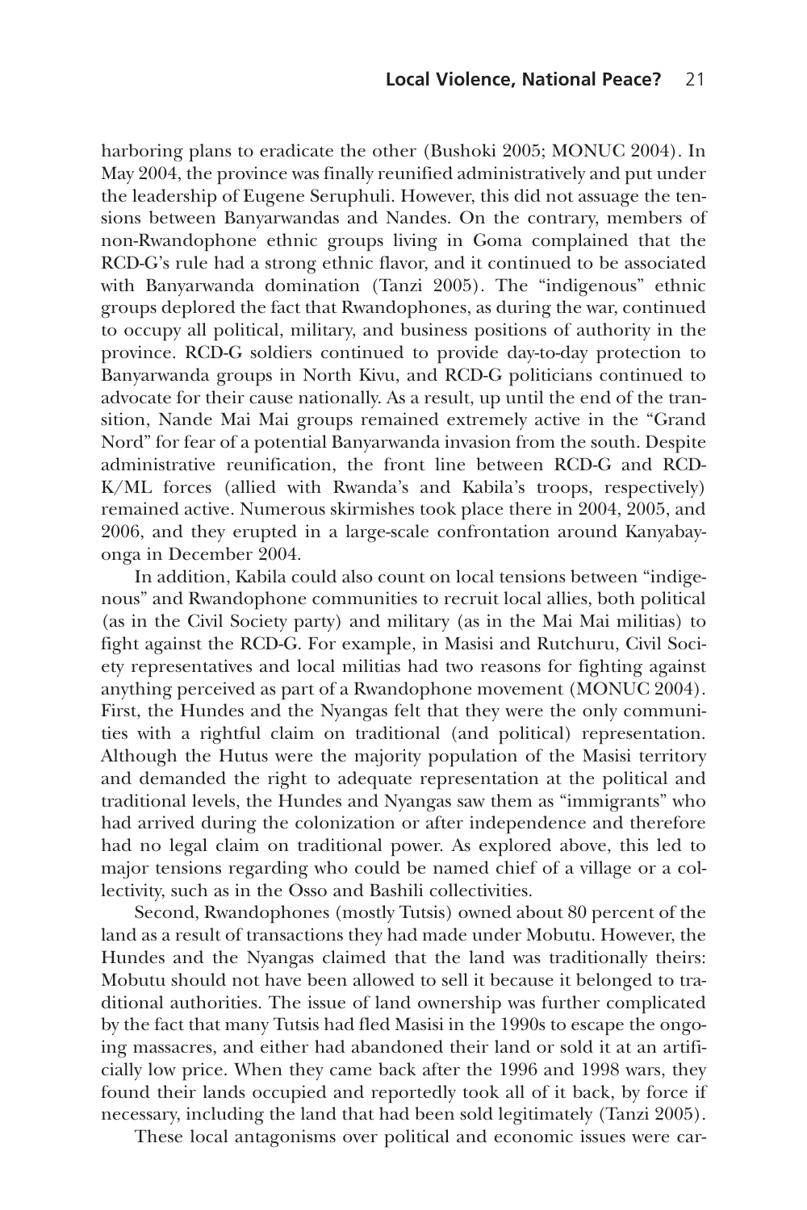harboring plans to eradicate the other (Bushoki 2005; MONUC 2004). In May 2004, the province was finally reunified administratively and put under the leadership of Eugene Seruphuli. However, this did not assuage the tensions between Banyarwandas and Nandes. On the contrary, members of non-Rwandophone ethnic groups living in Goma complained that the RCD-G's rule had a strong ethnic flavor, and it continued to be associated with Banyarwanda domination (Tanzi 2005). The "indigenous" ethnic groups deplored the fact that Rwandophones, as during the war, continued to occupy all political, military, and business positions of authority in the province. RCD-G soldiers continued to provide day-to-day protection to Banyarwanda groups in North Kivu, and RCD-G politicians continued to advocate for their cause nationally. As a result, up until the end of the transition, Nande Mai Mai groups remained extremely active in the "Grand Nord" for fear of a potential Banyarwanda invasion from the south. Despite administrative reunification, the front line between RCD-G and RCD-K/ML forces (allied with Rwanda's and Kabila's troops, respectively) remained active. Numerous skirmishes took place there in 2004, 2005, and 2006, and they erupted in a large-scale confrontation around Kanyabayonga in December 2004.

In addition, Kabila could also count on local tensions between "indigenous" and Rwandophone communities to recruit local allies, both political (as in the Civil Society party) and military (as in the Mai Mai militias) to fight against the RCD-G. For example, in Masisi and Rutchuru, Civil Society representatives and local militias had two reasons for fighting against anything perceived as part of a Rwandophone movement (MONUC 2004). First, the Hundes and the Nyangas felt that they were the only communities with a rightful claim on traditional (and political) representation. Although the Hutus were the majority population of the Masisi territory and demanded the right to adequate representation at the political and traditional levels, the Hundes and Nyangas saw them as "immigrants" who had arrived during the colonization or after independence and therefore had no legal claim on traditional power. As explored above, this led to major tensions regarding who could be named chief of a village or a collectivity, such as in the Osso and Bashili collectivities.

Second, Rwandophones (mostly Tutsis) owned about 80 percent of the land as a result of transactions they had made under Mobutu. However, the Hundes and the Nyangas claimed that the land was traditionally theirs: Mobutu should not have been allowed to sell it because it belonged to traditional authorities. The issue of land ownership was further complicated by the fact that many Tutsis had fled Masisi in the 1990s to escape the ongoing massacres, and either had abandoned their land or sold it at an artificially low price. When they came back after the 1996 and 1998 wars, they found their lands occupied and reportedly took all of it back, by force if necessary, including the land that had been sold legitimately (Tanzi 2005).

These local antagonisms over political and economic issues were car-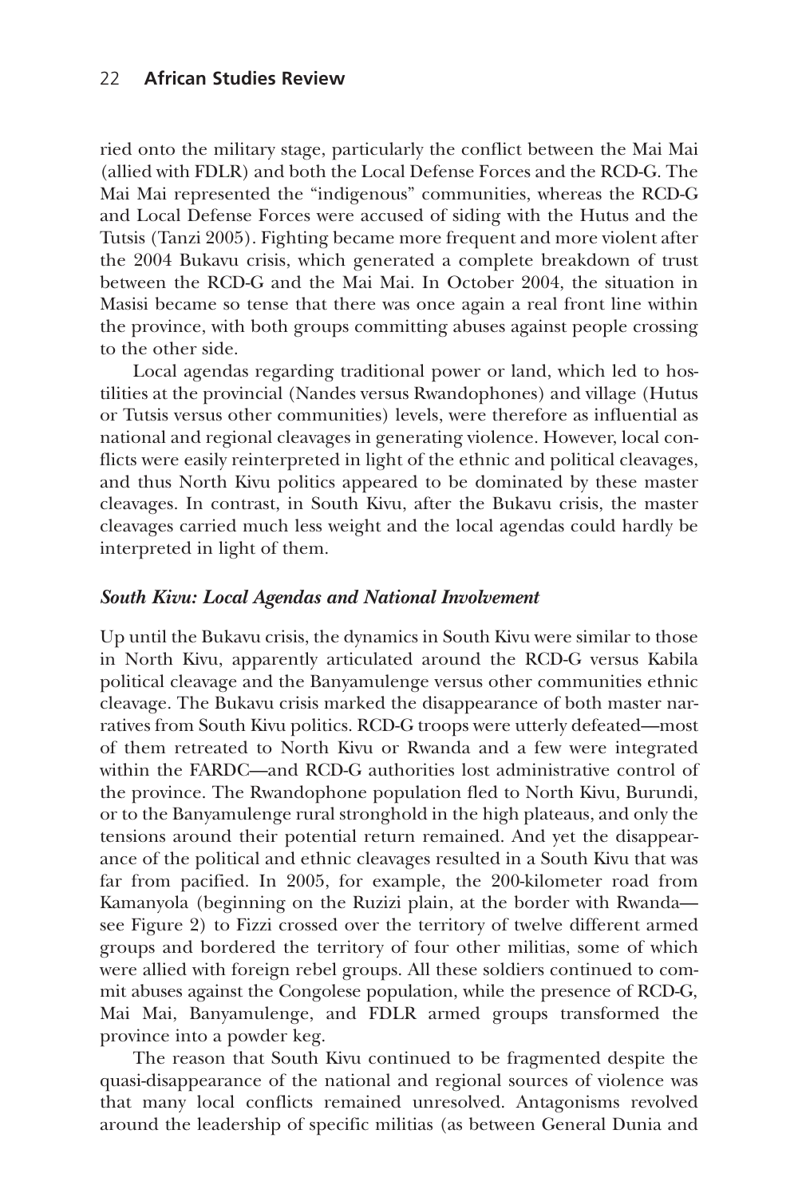ried onto the military stage, particularly the conflict between the Mai Mai (allied with FDLR) and both the Local Defense Forces and the RCD-G. The Mai Mai represented the "indigenous" communities, whereas the RCD-G and Local Defense Forces were accused of siding with the Hutus and the Tutsis (Tanzi 2005). Fighting became more frequent and more violent after the 2004 Bukavu crisis, which generated a complete breakdown of trust between the RCD-G and the Mai Mai. In October 2004, the situation in Masisi became so tense that there was once again a real front line within the province, with both groups committing abuses against people crossing to the other side.

Local agendas regarding traditional power or land, which led to hostilities at the provincial (Nandes versus Rwandophones) and village (Hutus or Tutsis versus other communities) levels, were therefore as influential as national and regional cleavages in generating violence. However, local conflicts were easily reinterpreted in light of the ethnic and political cleavages, and thus North Kivu politics appeared to be dominated by these master cleavages. In contrast, in South Kivu, after the Bukavu crisis, the master cleavages carried much less weight and the local agendas could hardly be interpreted in light of them.

### *South Kivu: Local Agendas and National Involvement*

Up until the Bukavu crisis, the dynamics in South Kivu were similar to those in North Kivu, apparently articulated around the RCD-G versus Kabila political cleavage and the Banyamulenge versus other communities ethnic cleavage. The Bukavu crisis marked the disappearance of both master narratives from South Kivu politics. RCD-G troops were utterly defeated—most of them retreated to North Kivu or Rwanda and a few were integrated within the FARDC—and RCD-G authorities lost administrative control of the province. The Rwandophone population fled to North Kivu, Burundi, or to the Banyamulenge rural stronghold in the high plateaus, and only the tensions around their potential return remained. And yet the disappearance of the political and ethnic cleavages resulted in a South Kivu that was far from pacified. In 2005, for example, the 200-kilometer road from Kamanyola (beginning on the Ruzizi plain, at the border with Rwanda—see Figure 2) to Fizzi crossed over the territory of twelve different armed groups and bordered the territory of four other militias, some of which were allied with foreign rebel groups. All these soldiers continued to commit abuses against the Congolese population, while the presence of RCD-G, Mai Mai, Banyamulenge, and FDLR armed groups transformed the province into a powder keg.

The reason that South Kivu continued to be fragmented despite the quasi-disappearance of the national and regional sources of violence was that many local conflicts remained unresolved. Antagonisms revolved around the leadership of specific militias (as between General Dunia and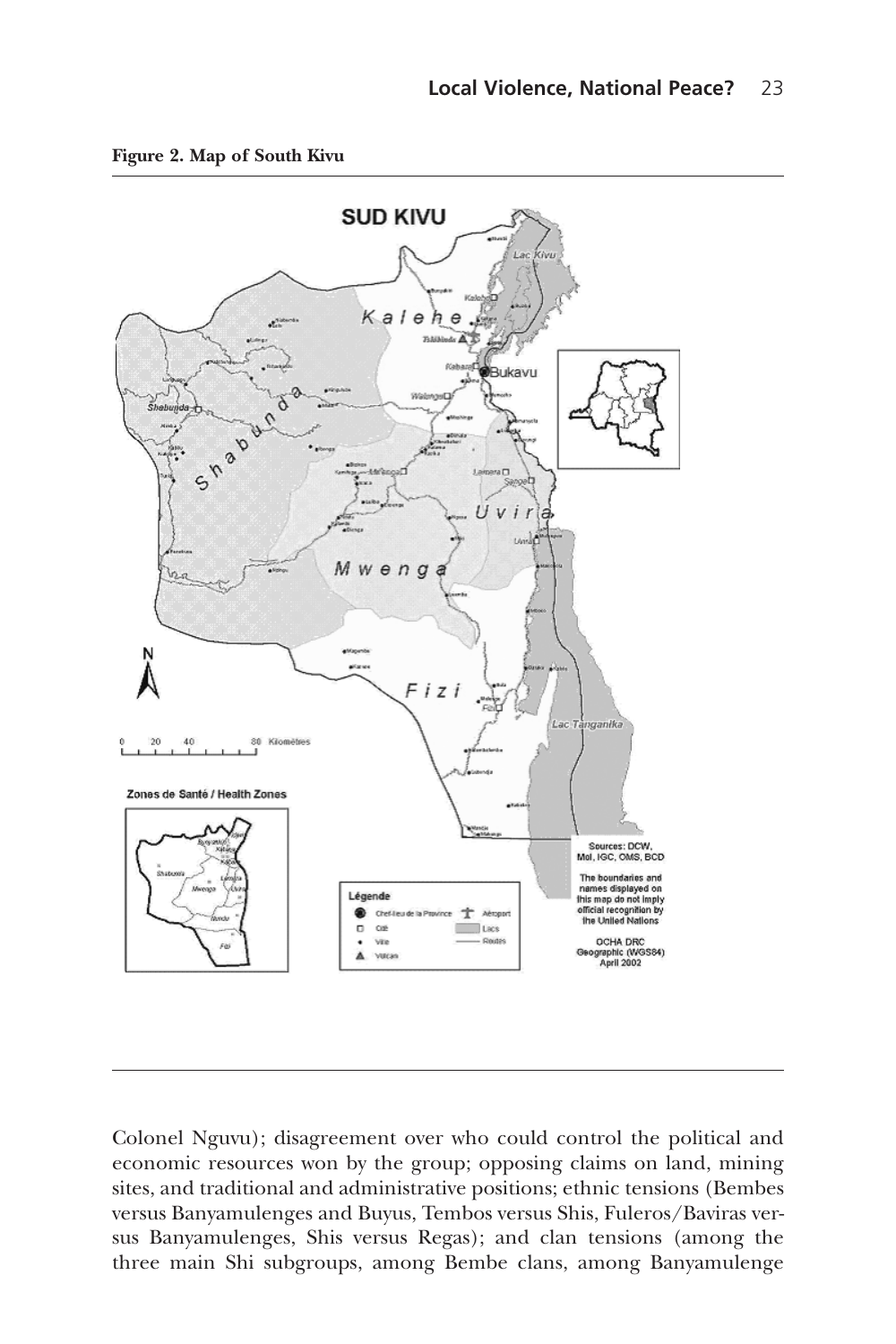**Figure 2. Map of South Kivu**

Colonel Nguvu); disagreement over who could control the political and economic resources won by the group; opposing claims on land, mining sites, and traditional and administrative positions; ethnic tensions (Bembes versus Banyamulenges and Buyus, Tembos versus Shis, Fuleros/Baviras versus Banyamulenges, Shis versus Regas); and clan tensions (among the three main Shi subgroups, among Bembe clans, among Banyamulenge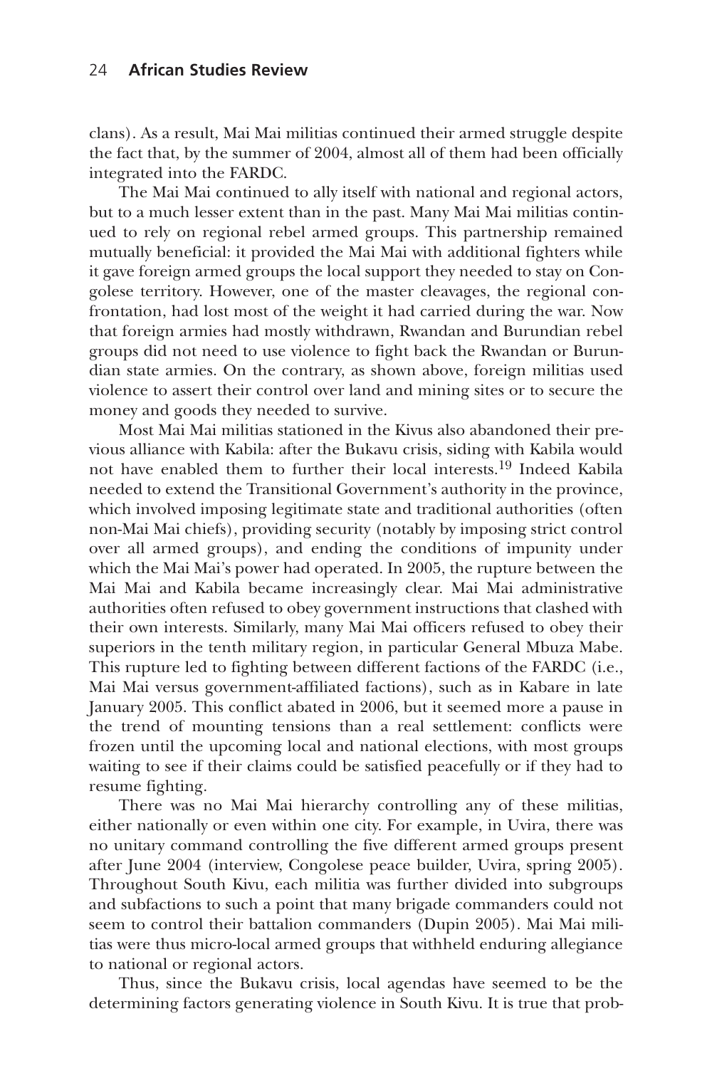clans). As a result, Mai Mai militias continued their armed struggle despite the fact that, by the summer of 2004, almost all of them had been officially integrated into the FARDC.

The Mai Mai continued to ally itself with national and regional actors, but to a much lesser extent than in the past. Many Mai Mai militias continued to rely on regional rebel armed groups. This partnership remained mutually beneficial: it provided the Mai Mai with additional fighters while it gave foreign armed groups the local support they needed to stay on Congolese territory. However, one of the master cleavages, the regional confrontation, had lost most of the weight it had carried during the war. Now that foreign armies had mostly withdrawn, Rwandan and Burundian rebel groups did not need to use violence to fight back the Rwandan or Burundian state armies. On the contrary, as shown above, foreign militias used violence to assert their control over land and mining sites or to secure the money and goods they needed to survive.

Most Mai Mai militias stationed in the Kivus also abandoned their previous alliance with Kabila: after the Bukavu crisis, siding with Kabila would not have enabled them to further their local interests.[19] Indeed Kabila needed to extend the Transitional Government's authority in the province, which involved imposing legitimate state and traditional authorities (often non-Mai Mai chiefs), providing security (notably by imposing strict control over all armed groups), and ending the conditions of impunity under which the Mai Mai's power had operated. In 2005, the rupture between the Mai Mai and Kabila became increasingly clear. Mai Mai administrative authorities often refused to obey government instructions that clashed with their own interests. Similarly, many Mai Mai officers refused to obey their superiors in the tenth military region, in particular General Mbuza Mabe. This rupture led to fighting between different factions of the FARDC (i.e., Mai Mai versus government-affiliated factions), such as in Kabare in late January 2005. This conflict abated in 2006, but it seemed more a pause in the trend of mounting tensions than a real settlement: conflicts were frozen until the upcoming local and national elections, with most groups waiting to see if their claims could be satisfied peacefully or if they had to resume fighting.

There was no Mai Mai hierarchy controlling any of these militias, either nationally or even within one city. For example, in Uvira, there was no unitary command controlling the five different armed groups present after June 2004 (interview, Congolese peace builder, Uvira, spring 2005). Throughout South Kivu, each militia was further divided into subgroups and subfactions to such a point that many brigade commanders could not seem to control their battalion commanders (Dupin 2005). Mai Mai militias were thus micro-local armed groups that withheld enduring allegiance to national or regional actors.

Thus, since the Bukavu crisis, local agendas have seemed to be the determining factors generating violence in South Kivu. It is true that prob-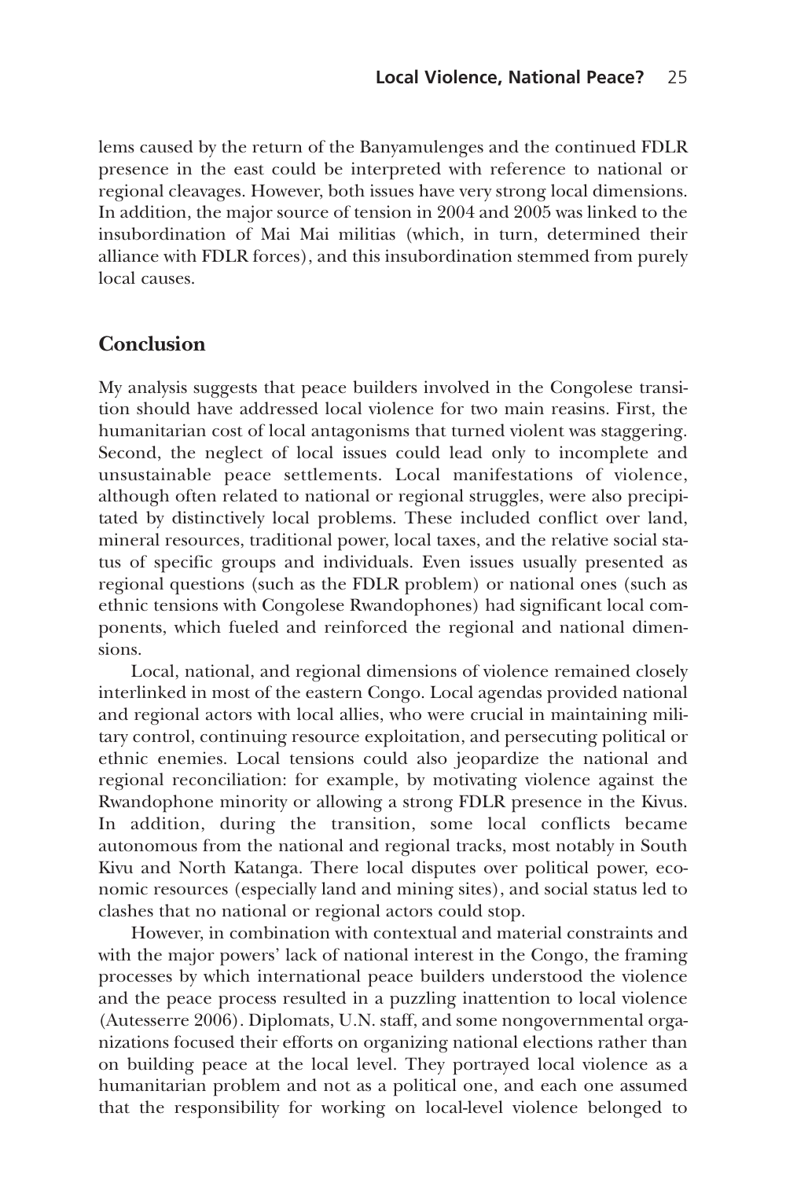lems caused by the return of the Banyamulenges and the continued FDLR presence in the east could be interpreted with reference to national or regional cleavages. However, both issues have very strong local dimensions. In addition, the major source of tension in 2004 and 2005 was linked to the insubordination of Mai Mai militias (which, in turn, determined their alliance with FDLR forces), and this insubordination stemmed from purely local causes.

## Conclusion

My analysis suggests that peace builders involved in the Congolese transition should have addressed local violence for two main reasins. First, the humanitarian cost of local antagonisms that turned violent was staggering. Second, the neglect of local issues could lead only to incomplete and unsustainable peace settlements. Local manifestations of violence, although often related to national or regional struggles, were also precipitated by distinctively local problems. These included conflict over land, mineral resources, traditional power, local taxes, and the relative social status of specific groups and individuals. Even issues usually presented as regional questions (such as the FDLR problem) or national ones (such as ethnic tensions with Congolese Rwandophones) had significant local components, which fueled and reinforced the regional and national dimensions.

Local, national, and regional dimensions of violence remained closely interlinked in most of the eastern Congo. Local agendas provided national and regional actors with local allies, who were crucial in maintaining military control, continuing resource exploitation, and persecuting political or ethnic enemies. Local tensions could also jeopardize the national and regional reconciliation: for example, by motivating violence against the Rwandophone minority or allowing a strong FDLR presence in the Kivus. In addition, during the transition, some local conflicts became autonomous from the national and regional tracks, most notably in South Kivu and North Katanga. There local disputes over political power, economic resources (especially land and mining sites), and social status led to clashes that no national or regional actors could stop.

However, in combination with contextual and material constraints and with the major powers' lack of national interest in the Congo, the framing processes by which international peace builders understood the violence and the peace process resulted in a puzzling inattention to local violence (Autesserre 2006). Diplomats, U.N. staff, and some nongovernmental organizations focused their efforts on organizing national elections rather than on building peace at the local level. They portrayed local violence as a humanitarian problem and not as a political one, and each one assumed that the responsibility for working on local-level violence belonged to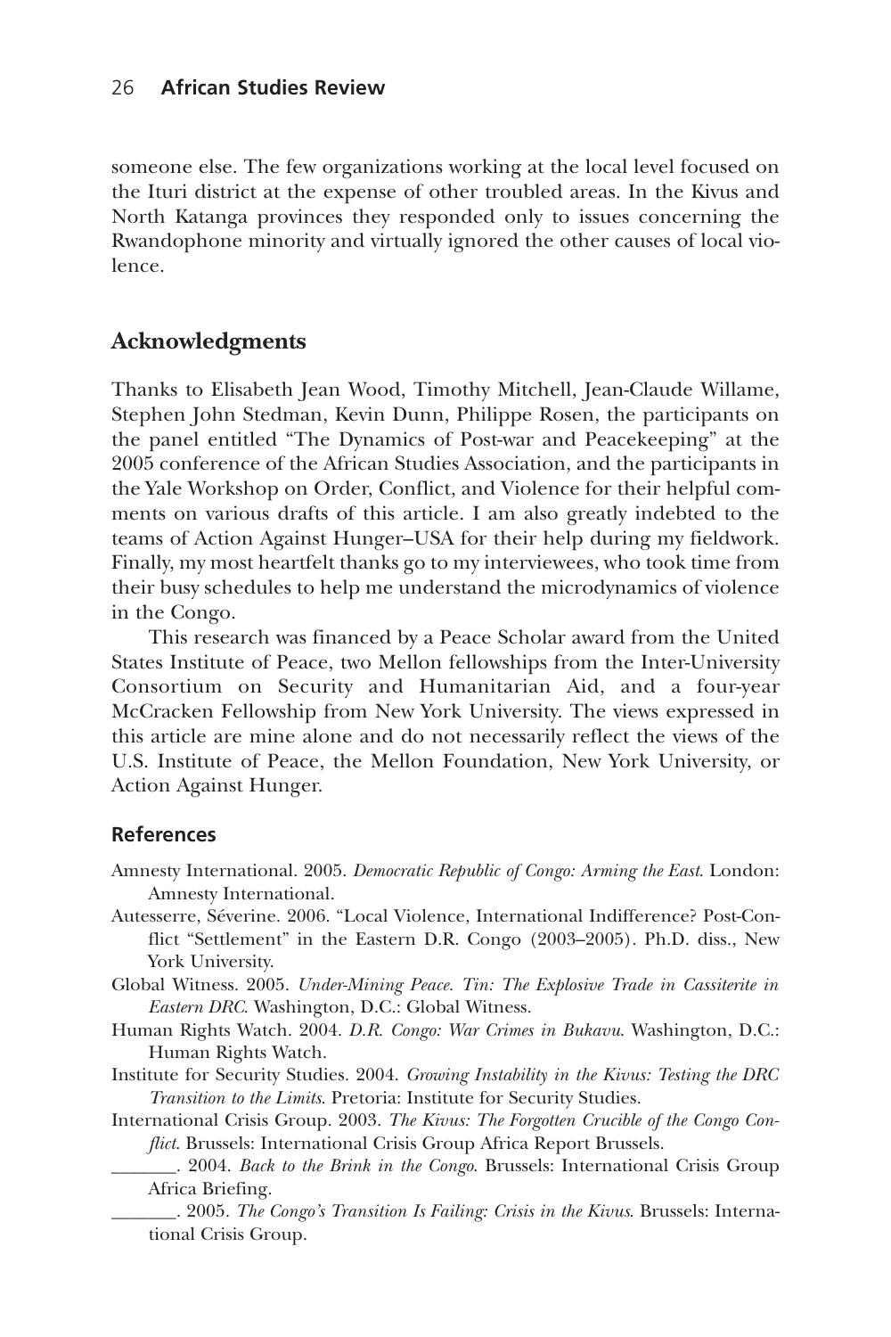someone else. The few organizations working at the local level focused on the Ituri district at the expense of other troubled areas. In the Kivus and North Katanga provinces they responded only to issues concerning the Rwandophone minority and virtually ignored the other causes of local violence.

## Acknowledgments

Thanks to Elisabeth Jean Wood, Timothy Mitchell, Jean-Claude Willame, Stephen John Stedman, Kevin Dunn, Philippe Rosen, the participants on the panel entitled "The Dynamics of Post-war and Peacekeeping" at the 2005 conference of the African Studies Association, and the participants in the Yale Workshop on Order, Conflict, and Violence for their helpful comments on various drafts of this article. I am also greatly indebted to the teams of Action Against Hunger–USA for their help during my fieldwork. Finally, my most heartfelt thanks go to my interviewees, who took time from their busy schedules to help me understand the microdynamics of violence in the Congo.

This research was financed by a Peace Scholar award from the United States Institute of Peace, two Mellon fellowships from the Inter-University Consortium on Security and Humanitarian Aid, and a four-year McCracken Fellowship from New York University. The views expressed in this article are mine alone and do not necessarily reflect the views of the U.S. Institute of Peace, the Mellon Foundation, New York University, or Action Against Hunger.

### References

Amnesty International. 2005. *Democratic Republic of Congo: Arming the East*. London: Amnesty International.

Autesserre, Séverine. 2006. "Local Violence, International Indifference? Post-Conflict "Settlement" in the Eastern D.R. Congo (2003–2005). Ph.D. diss., New York University.

Global Witness. 2005. *Under-Mining Peace. Tin: The Explosive Trade in Cassiterite in Eastern DRC*. Washington, D.C.: Global Witness.

Human Rights Watch. 2004. *D.R. Congo: War Crimes in Bukavu*. Washington, D.C.: Human Rights Watch.

Institute for Security Studies. 2004. *Growing Instability in the Kivus: Testing the DRC Transition to the Limits*. Pretoria: Institute for Security Studies.

International Crisis Group. 2003. *The Kivus: The Forgotten Crucible of the Congo Conflict*. Brussels: International Crisis Group Africa Report Brussels.

_______. 2004. *Back to the Brink in the Congo*. Brussels: International Crisis Group Africa Briefing.

_______. 2005. *The Congo's Transition Is Failing: Crisis in the Kivus*. Brussels: International Crisis Group.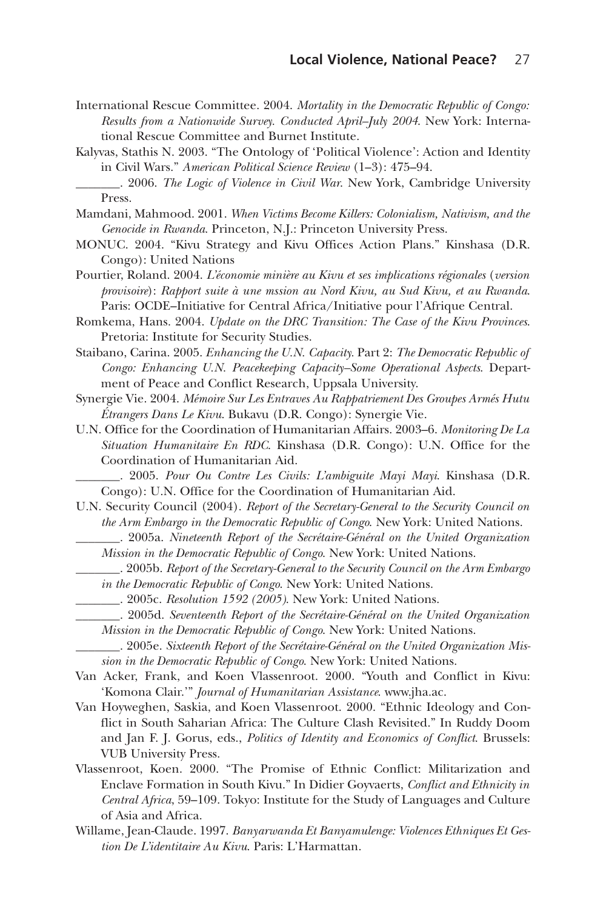International Rescue Committee. 2004. *Mortality in the Democratic Republic of Congo: Results from a Nationwide Survey. Conducted April–July 2004*. New York: International Rescue Committee and Burnet Institute.

Kalyvas, Stathis N. 2003. "The Ontology of 'Political Violence': Action and Identity in Civil Wars." *American Political Science Review* (1–3): 475–94.

_______. 2006. *The Logic of Violence in Civil War*. New York, Cambridge University Press.

Mamdani, Mahmood. 2001. *When Victims Become Killers: Colonialism, Nativism, and the Genocide in Rwanda*. Princeton, N.J.: Princeton University Press.

MONUC. 2004. "Kivu Strategy and Kivu Offices Action Plans." Kinshasa (D.R. Congo): United Nations

Pourtier, Roland. 2004. *L'économie minière au Kivu et ses implications régionales* (*version provisoire*): *Rapport suite à une mssion au Nord Kivu, au Sud Kivu, et au Rwanda*. Paris: OCDE–Initiative for Central Africa/Initiative pour l'Afrique Central.

Romkema, Hans. 2004. *Update on the DRC Transition: The Case of the Kivu Provinces*. Pretoria: Institute for Security Studies.

Staibano, Carina. 2005. *Enhancing the U.N. Capacity.* Part 2: *The Democratic Republic of Congo: Enhancing U.N. Peacekeeping Capacity–Some Operational Aspects*. Department of Peace and Conflict Research, Uppsala University.

Synergie Vie. 2004. *Mémoire Sur Les Entraves Au Rappatriement Des Groupes Armés Hutu Étrangers Dans Le Kivu*. Bukavu (D.R. Congo): Synergie Vie.

U.N. Office for the Coordination of Humanitarian Affairs. 2003–6. *Monitoring De La Situation Humanitaire En RDC*. Kinshasa (D.R. Congo): U.N. Office for the Coordination of Humanitarian Aid.

_______. 2005. *Pour Ou Contre Les Civils: L'ambiguite Mayi Mayi*. Kinshasa (D.R. Congo): U.N. Office for the Coordination of Humanitarian Aid.

U.N. Security Council (2004). *Report of the Secretary-General to the Security Council on the Arm Embargo in the Democratic Republic of Congo*. New York: United Nations.

_______. 2005a. *Nineteenth Report of the Secrétaire-Général on the United Organization Mission in the Democratic Republic of Congo*. New York: United Nations.

_______. 2005b. *Report of the Secretary-General to the Security Council on the Arm Embargo in the Democratic Republic of Congo*. New York: United Nations.

_______. 2005c. *Resolution 1592 (2005)*. New York: United Nations.

_______. 2005d. *Seventeenth Report of the Secrétaire-Général on the United Organization Mission in the Democratic Republic of Congo*. New York: United Nations.

_______. 2005e. *Sixteenth Report of the Secrétaire-Général on the United Organization Mission in the Democratic Republic of Congo*. New York: United Nations.

Van Acker, Frank, and Koen Vlassenroot. 2000. "Youth and Conflict in Kivu: 'Komona Clair.'" *Journal of Humanitarian Assistance*. www.jha.ac.

Van Hoyweghen, Saskia, and Koen Vlassenroot. 2000. "Ethnic Ideology and Conflict in South Saharian Africa: The Culture Clash Revisited." In Ruddy Doom and Jan F. J. Gorus, eds., *Politics of Identity and Economics of Conflict*. Brussels: VUB University Press.

Vlassenroot, Koen. 2000. "The Promise of Ethnic Conflict: Militarization and Enclave Formation in South Kivu." In Didier Goyvaerts, *Conflict and Ethnicity in Central Africa*, 59–109. Tokyo: Institute for the Study of Languages and Culture of Asia and Africa.

Willame, Jean-Claude. 1997. *Banyarwanda Et Banyamulenge: Violences Ethniques Et Gestion De L'identitaire Au Kivu*. Paris: L'Harmattan.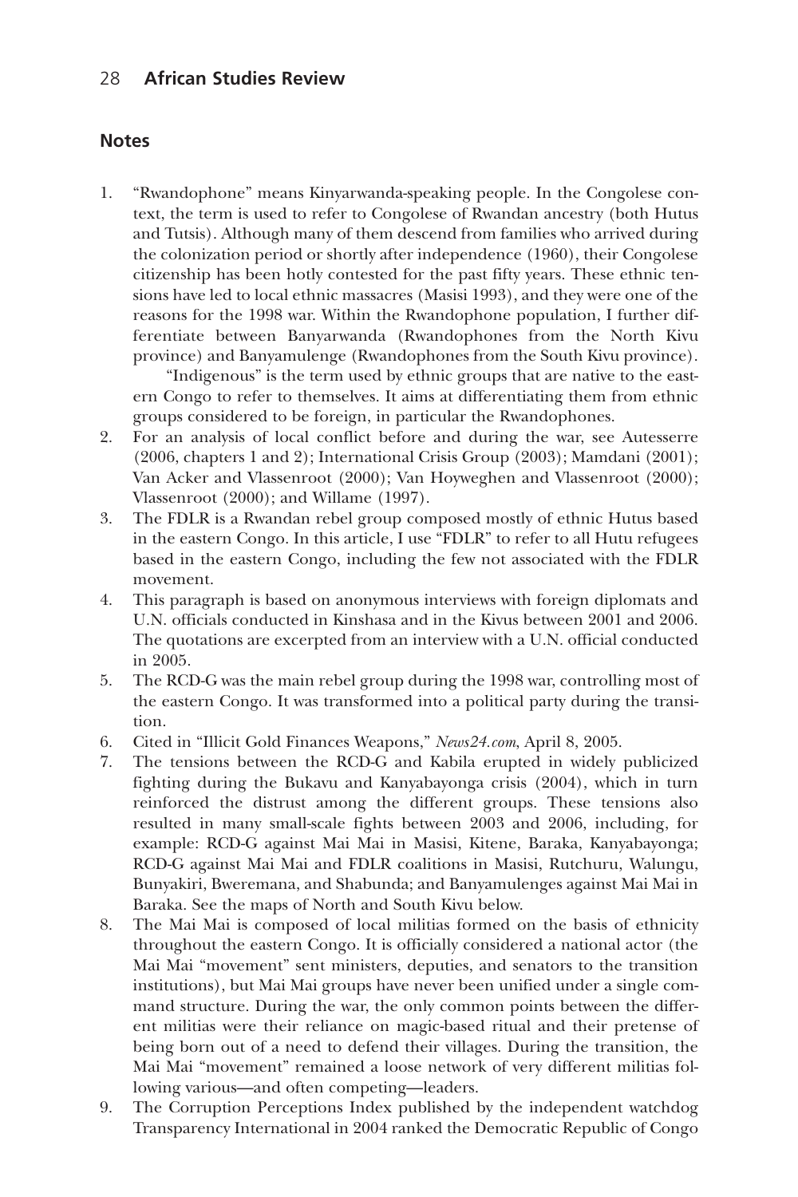## Notes

1. "Rwandophone" means Kinyarwanda-speaking people. In the Congolese context, the term is used to refer to Congolese of Rwandan ancestry (both Hutus and Tutsis). Although many of them descend from families who arrived during the colonization period or shortly after independence (1960), their Congolese citizenship has been hotly contested for the past fifty years. These ethnic tensions have led to local ethnic massacres (Masisi 1993), and they were one of the reasons for the 1998 war. Within the Rwandophone population, I further differentiate between Banyarwanda (Rwandophones from the North Kivu province) and Banyamulenge (Rwandophones from the South Kivu province).

   "Indigenous" is the term used by ethnic groups that are native to the eastern Congo to refer to themselves. It aims at differentiating them from ethnic groups considered to be foreign, in particular the Rwandophones.
2. For an analysis of local conflict before and during the war, see Autesserre (2006, chapters 1 and 2); International Crisis Group (2003); Mamdani (2001); Van Acker and Vlassenroot (2000); Van Hoyweghen and Vlassenroot (2000); Vlassenroot (2000); and Willame (1997).
3. The FDLR is a Rwandan rebel group composed mostly of ethnic Hutus based in the eastern Congo. In this article, I use "FDLR" to refer to all Hutu refugees based in the eastern Congo, including the few not associated with the FDLR movement.
4. This paragraph is based on anonymous interviews with foreign diplomats and U.N. officials conducted in Kinshasa and in the Kivus between 2001 and 2006. The quotations are excerpted from an interview with a U.N. official conducted in 2005.
5. The RCD-G was the main rebel group during the 1998 war, controlling most of the eastern Congo. It was transformed into a political party during the transition.
6. Cited in "Illicit Gold Finances Weapons," *News24.com*, April 8, 2005.
7. The tensions between the RCD-G and Kabila erupted in widely publicized fighting during the Bukavu and Kanyabayonga crisis (2004), which in turn reinforced the distrust among the different groups. These tensions also resulted in many small-scale fights between 2003 and 2006, including, for example: RCD-G against Mai Mai in Masisi, Kitene, Baraka, Kanyabayonga; RCD-G against Mai Mai and FDLR coalitions in Masisi, Rutchuru, Walungu, Bunyakiri, Bweremana, and Shabunda; and Banyamulenges against Mai Mai in Baraka. See the maps of North and South Kivu below.
8. The Mai Mai is composed of local militias formed on the basis of ethnicity throughout the eastern Congo. It is officially considered a national actor (the Mai Mai "movement" sent ministers, deputies, and senators to the transition institutions), but Mai Mai groups have never been unified under a single command structure. During the war, the only common points between the different militias were their reliance on magic-based ritual and their pretense of being born out of a need to defend their villages. During the transition, the Mai Mai "movement" remained a loose network of very different militias following various—and often competing—leaders.
9. The Corruption Perceptions Index published by the independent watchdog Transparency International in 2004 ranked the Democratic Republic of Congo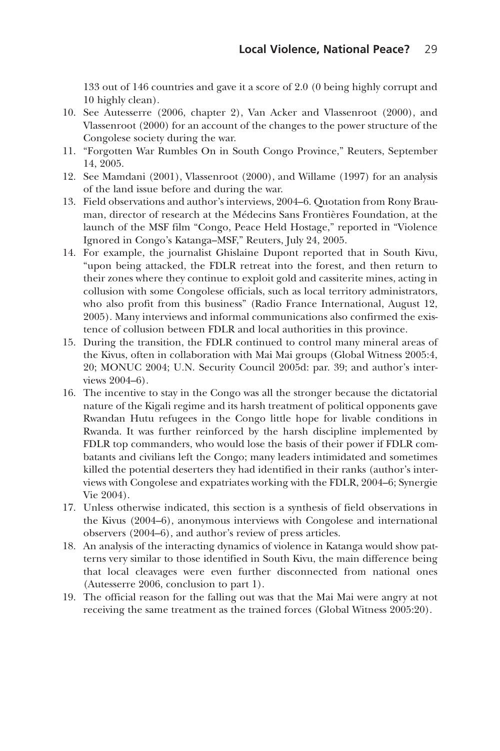133 out of 146 countries and gave it a score of 2.0 (0 being highly corrupt and 10 highly clean).

10. See Autesserre (2006, chapter 2), Van Acker and Vlassenroot (2000), and Vlassenroot (2000) for an account of the changes to the power structure of the Congolese society during the war.
11. "Forgotten War Rumbles On in South Congo Province," Reuters, September 14, 2005.
12. See Mamdani (2001), Vlassenroot (2000), and Willame (1997) for an analysis of the land issue before and during the war.
13. Field observations and author's interviews, 2004–6. Quotation from Rony Brauman, director of research at the Médecins Sans Frontières Foundation, at the launch of the MSF film "Congo, Peace Held Hostage," reported in "Violence Ignored in Congo's Katanga–MSF," Reuters, July 24, 2005.
14. For example, the journalist Ghislaine Dupont reported that in South Kivu, "upon being attacked, the FDLR retreat into the forest, and then return to their zones where they continue to exploit gold and cassiterite mines, acting in collusion with some Congolese officials, such as local territory administrators, who also profit from this business" (Radio France International, August 12, 2005). Many interviews and informal communications also confirmed the existence of collusion between FDLR and local authorities in this province.
15. During the transition, the FDLR continued to control many mineral areas of the Kivus, often in collaboration with Mai Mai groups (Global Witness 2005:4, 20; MONUC 2004; U.N. Security Council 2005d: par. 39; and author's interviews 2004–6).
16. The incentive to stay in the Congo was all the stronger because the dictatorial nature of the Kigali regime and its harsh treatment of political opponents gave Rwandan Hutu refugees in the Congo little hope for livable conditions in Rwanda. It was further reinforced by the harsh discipline implemented by FDLR top commanders, who would lose the basis of their power if FDLR combatants and civilians left the Congo; many leaders intimidated and sometimes killed the potential deserters they had identified in their ranks (author's interviews with Congolese and expatriates working with the FDLR, 2004–6; Synergie Vie 2004).
17. Unless otherwise indicated, this section is a synthesis of field observations in the Kivus (2004–6), anonymous interviews with Congolese and international observers (2004–6), and author's review of press articles.
18. An analysis of the interacting dynamics of violence in Katanga would show patterns very similar to those identified in South Kivu, the main difference being that local cleavages were even further disconnected from national ones (Autesserre 2006, conclusion to part 1).
19. The official reason for the falling out was that the Mai Mai were angry at not receiving the same treatment as the trained forces (Global Witness 2005:20).